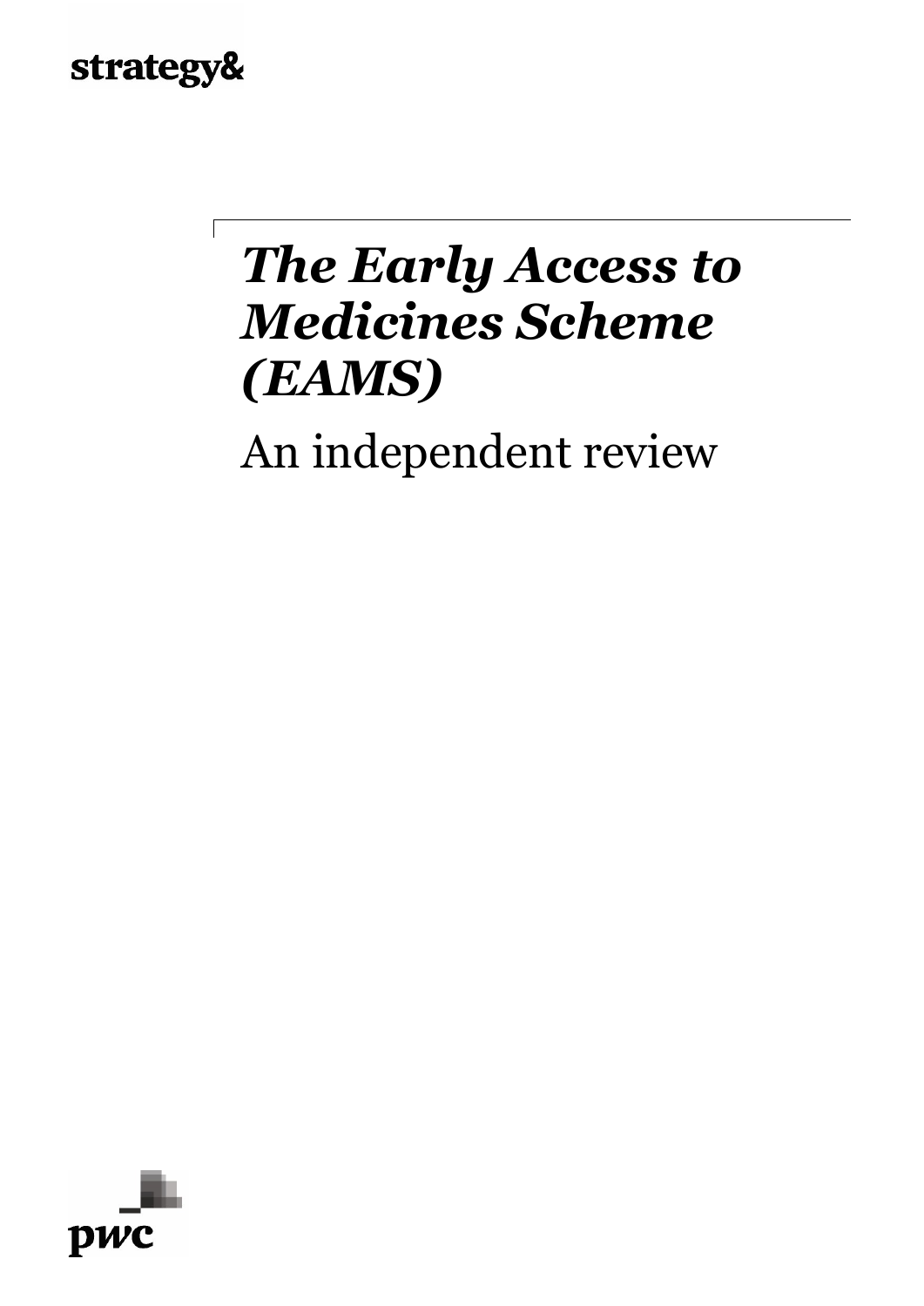strategy&

# *The Early Access to Medicines Scheme (EAMS)*

An independent review

pwc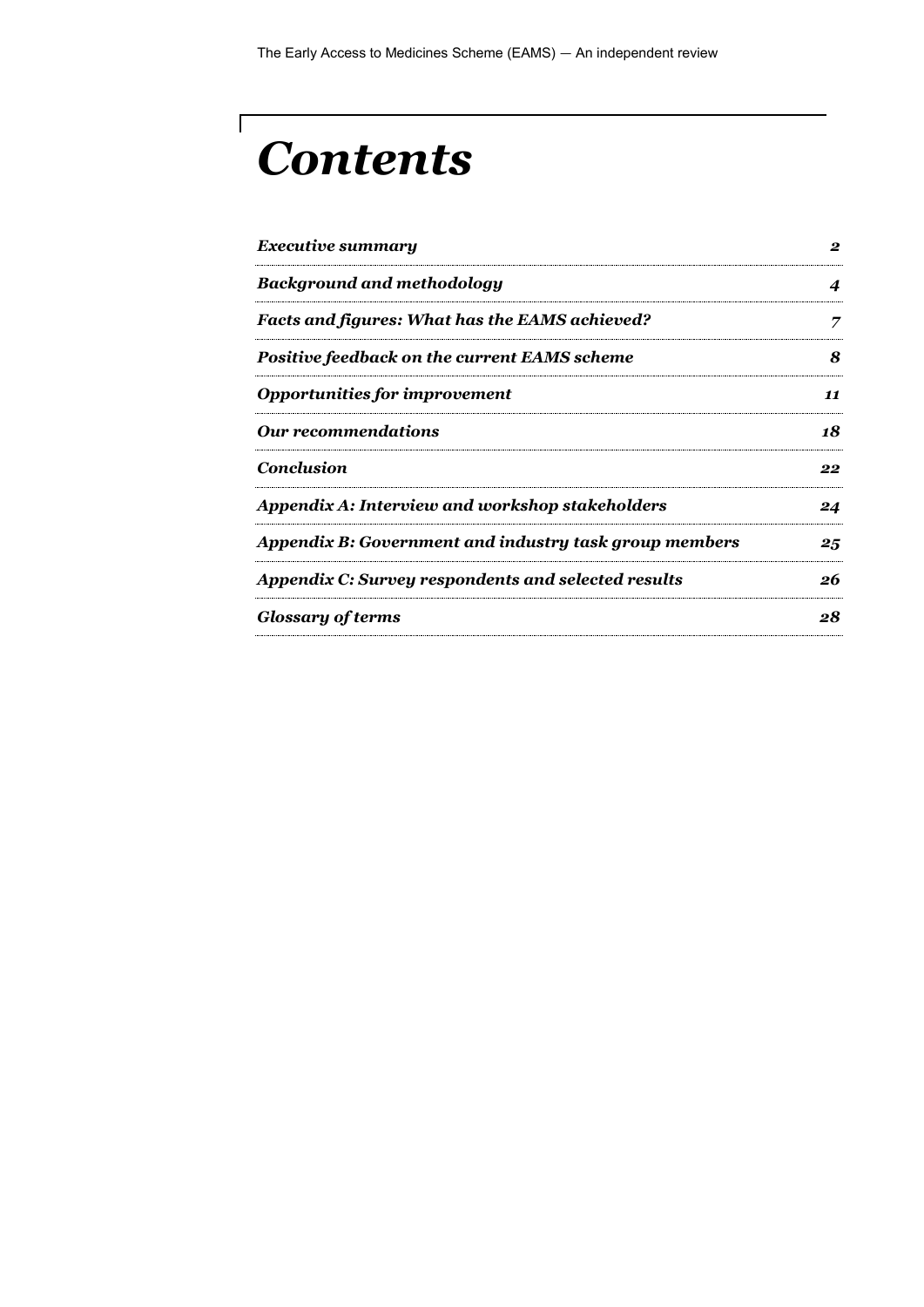# *Contents*

| | |
|---|---|
| *Executive summary* | *2* |
| *Background and methodology* | *4* |
| *Facts and figures: What has the EAMS achieved?* | *7* |
| *Positive feedback on the current EAMS scheme* | *8* |
| *Opportunities for improvement* | *11* |
| *Our recommendations* | *18* |
| *Conclusion* | *22* |
| *Appendix A: Interview and workshop stakeholders* | *24* |
| *Appendix B: Government and industry task group members* | *25* |
| *Appendix C: Survey respondents and selected results* | *26* |
| *Glossary of terms* | *28* |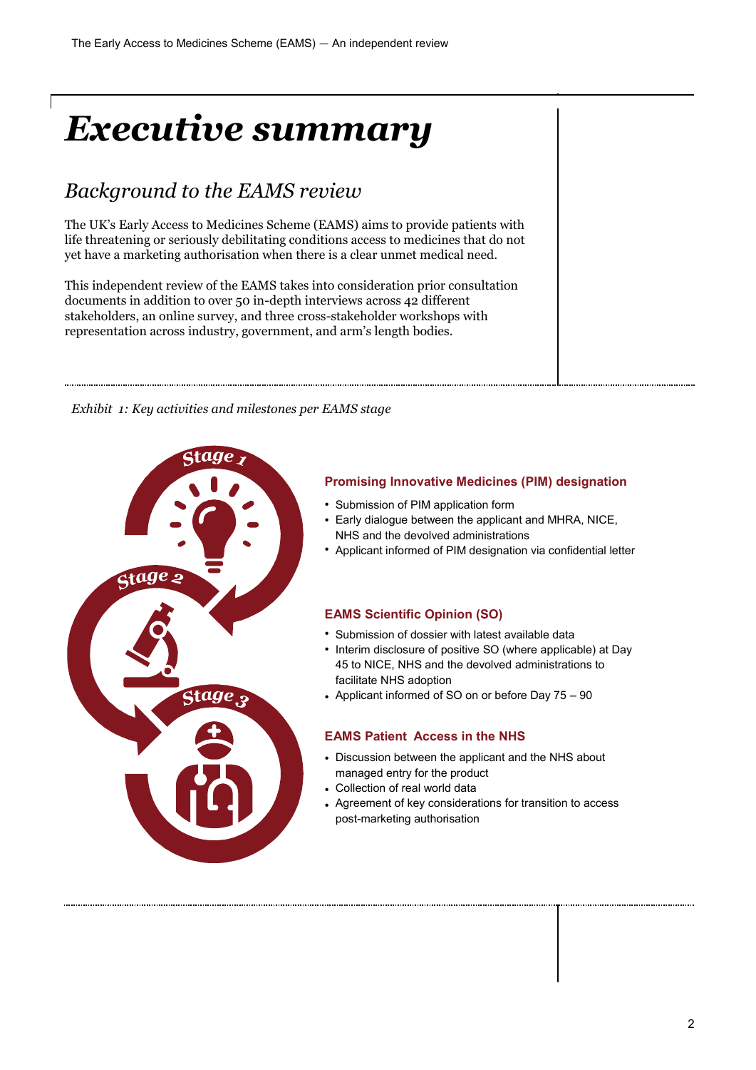# Executive summary

## Background to the EAMS review

The UK's Early Access to Medicines Scheme (EAMS) aims to provide patients with life threatening or seriously debilitating conditions access to medicines that do not yet have a marketing authorisation when there is a clear unmet medical need.

This independent review of the EAMS takes into consideration prior consultation documents in addition to over 50 in-depth interviews across 42 different stakeholders, an online survey, and three cross-stakeholder workshops with representation across industry, government, and arm's length bodies.

*Exhibit 1: Key activities and milestones per EAMS stage*

Stage 1

Stage 2

Stage 3

**Promising Innovative Medicines (PIM) designation**

- Submission of PIM application form
- Early dialogue between the applicant and MHRA, NICE, NHS and the devolved administrations
- Applicant informed of PIM designation via confidential letter

**EAMS Scientific Opinion (SO)**

- Submission of dossier with latest available data
- Interim disclosure of positive SO (where applicable) at Day 45 to NICE, NHS and the devolved administrations to facilitate NHS adoption
- Applicant informed of SO on or before Day 75 – 90

**EAMS Patient Access in the NHS**

- Discussion between the applicant and the NHS about managed entry for the product
- Collection of real world data
- Agreement of key considerations for transition to access post-marketing authorisation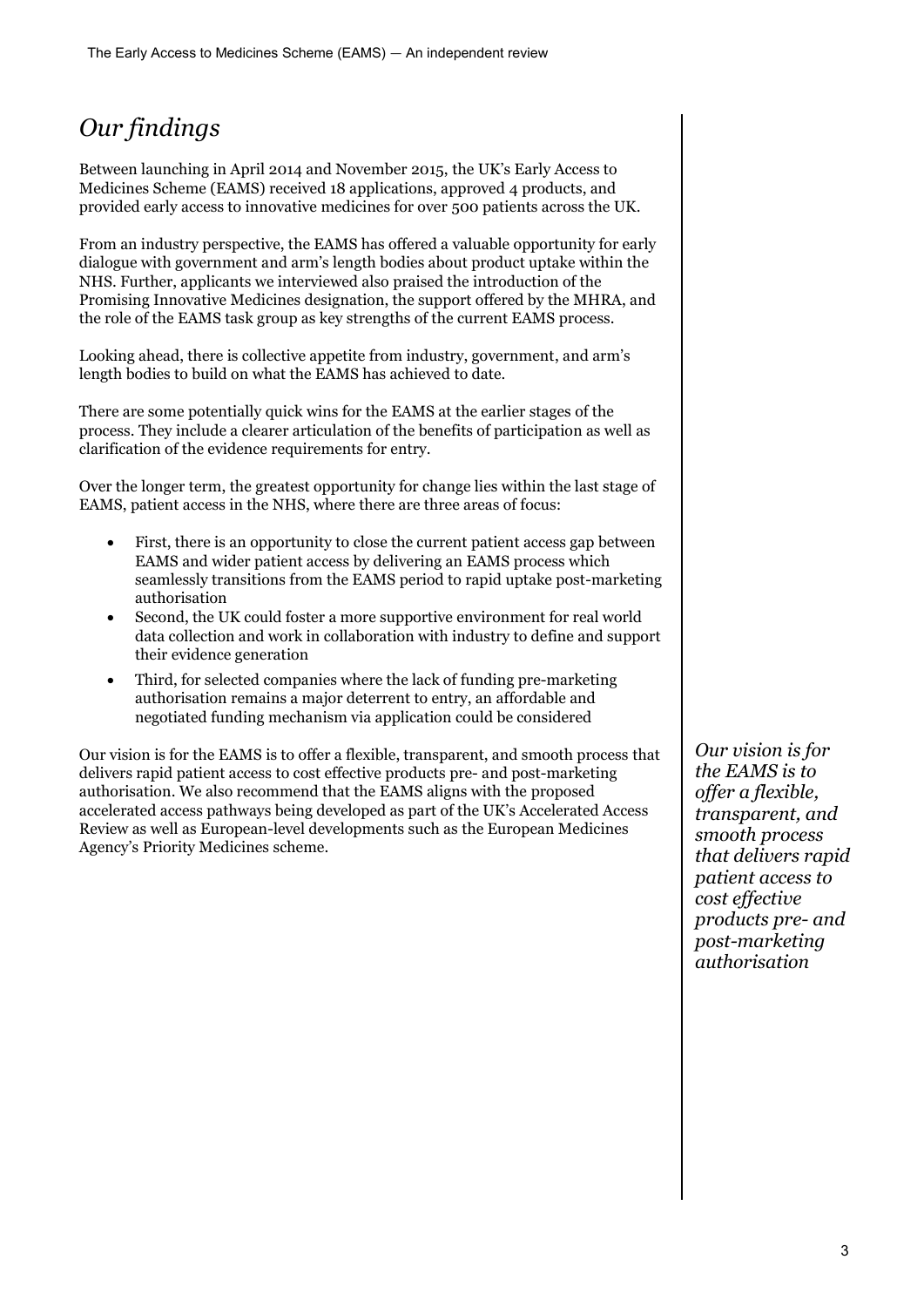# *Our findings*

Between launching in April 2014 and November 2015, the UK's Early Access to Medicines Scheme (EAMS) received 18 applications, approved 4 products, and provided early access to innovative medicines for over 500 patients across the UK.

From an industry perspective, the EAMS has offered a valuable opportunity for early dialogue with government and arm's length bodies about product uptake within the NHS. Further, applicants we interviewed also praised the introduction of the Promising Innovative Medicines designation, the support offered by the MHRA, and the role of the EAMS task group as key strengths of the current EAMS process.

Looking ahead, there is collective appetite from industry, government, and arm's length bodies to build on what the EAMS has achieved to date.

There are some potentially quick wins for the EAMS at the earlier stages of the process. They include a clearer articulation of the benefits of participation as well as clarification of the evidence requirements for entry.

Over the longer term, the greatest opportunity for change lies within the last stage of EAMS, patient access in the NHS, where there are three areas of focus:

- First, there is an opportunity to close the current patient access gap between EAMS and wider patient access by delivering an EAMS process which seamlessly transitions from the EAMS period to rapid uptake post-marketing authorisation
- Second, the UK could foster a more supportive environment for real world data collection and work in collaboration with industry to define and support their evidence generation
- Third, for selected companies where the lack of funding pre-marketing authorisation remains a major deterrent to entry, an affordable and negotiated funding mechanism via application could be considered

Our vision is for the EAMS is to offer a flexible, transparent, and smooth process that delivers rapid patient access to cost effective products pre- and post-marketing authorisation. We also recommend that the EAMS aligns with the proposed accelerated access pathways being developed as part of the UK's Accelerated Access Review as well as European-level developments such as the European Medicines Agency's Priority Medicines scheme.

*Our vision is for the EAMS is to offer a flexible, transparent, and smooth process that delivers rapid patient access to cost effective products pre- and post-marketing authorisation*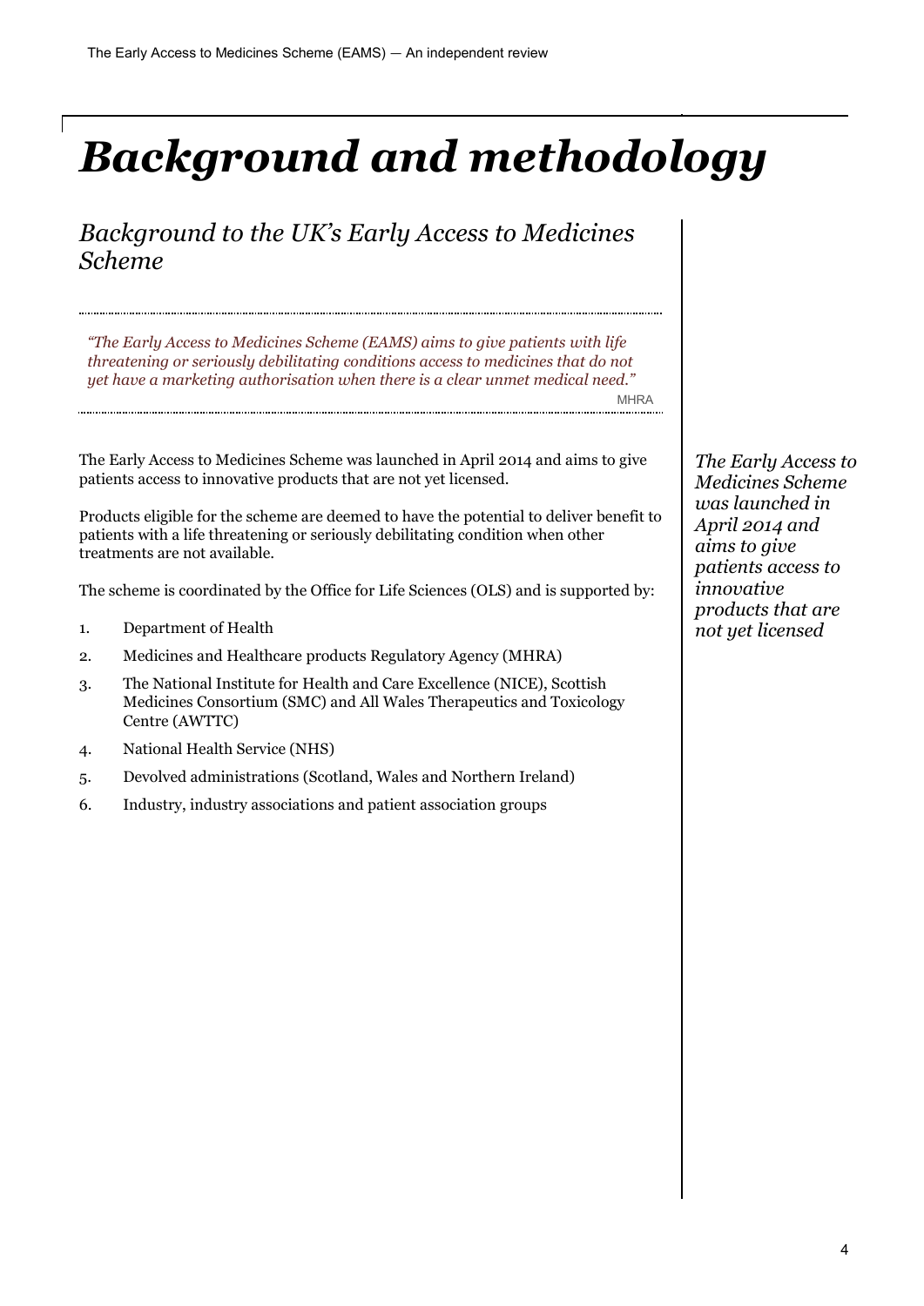# Background and methodology

## Background to the UK's Early Access to Medicines Scheme

> *"The Early Access to Medicines Scheme (EAMS) aims to give patients with life threatening or seriously debilitating conditions access to medicines that do not yet have a marketing authorisation when there is a clear unmet medical need."*
>
> MHRA

The Early Access to Medicines Scheme was launched in April 2014 and aims to give patients access to innovative products that are not yet licensed.

Products eligible for the scheme are deemed to have the potential to deliver benefit to patients with a life threatening or seriously debilitating condition when other treatments are not available.

The scheme is coordinated by the Office for Life Sciences (OLS) and is supported by:

1. Department of Health
2. Medicines and Healthcare products Regulatory Agency (MHRA)
3. The National Institute for Health and Care Excellence (NICE), Scottish Medicines Consortium (SMC) and All Wales Therapeutics and Toxicology Centre (AWTTC)
4. National Health Service (NHS)
5. Devolved administrations (Scotland, Wales and Northern Ireland)
6. Industry, industry associations and patient association groups

*The Early Access to Medicines Scheme was launched in April 2014 and aims to give patients access to innovative products that are not yet licensed*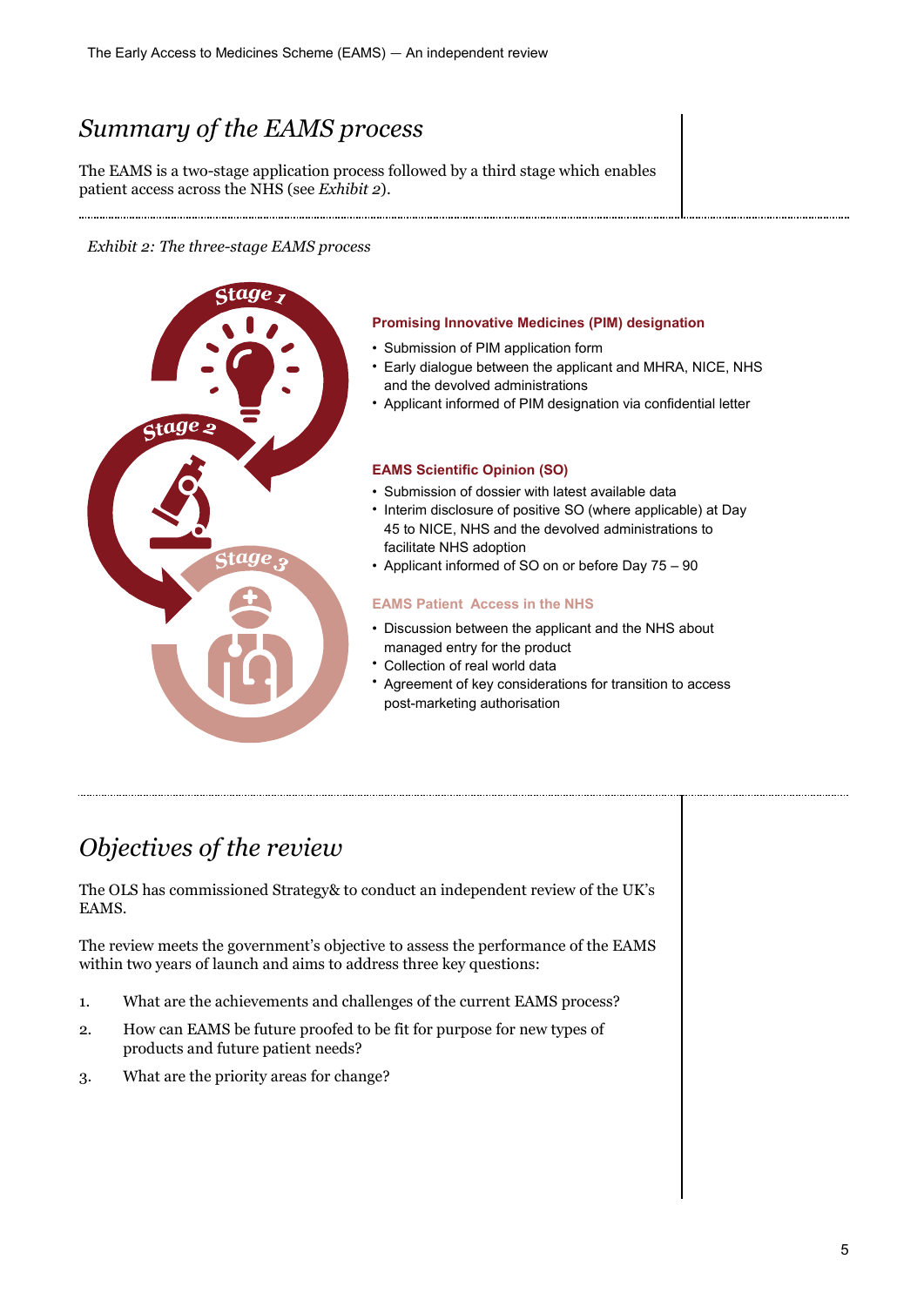## *Summary of the EAMS process*

The EAMS is a two-stage application process followed by a third stage which enables patient access across the NHS (see *Exhibit 2*).

*Exhibit 2: The three-stage EAMS process*

Stage 1

**Promising Innovative Medicines (PIM) designation**

- Submission of PIM application form
- Early dialogue between the applicant and MHRA, NICE, NHS and the devolved administrations
- Applicant informed of PIM designation via confidential letter

Stage 2

**EAMS Scientific Opinion (SO)**

- Submission of dossier with latest available data
- Interim disclosure of positive SO (where applicable) at Day 45 to NICE, NHS and the devolved administrations to facilitate NHS adoption
- Applicant informed of SO on or before Day 75 – 90

Stage 3

**EAMS Patient Access in the NHS**

- Discussion between the applicant and the NHS about managed entry for the product
- Collection of real world data
- Agreement of key considerations for transition to access post-marketing authorisation

## *Objectives of the review*

The OLS has commissioned Strategy& to conduct an independent review of the UK's EAMS.

The review meets the government's objective to assess the performance of the EAMS within two years of launch and aims to address three key questions:

1. What are the achievements and challenges of the current EAMS process?
2. How can EAMS be future proofed to be fit for purpose for new types of products and future patient needs?
3. What are the priority areas for change?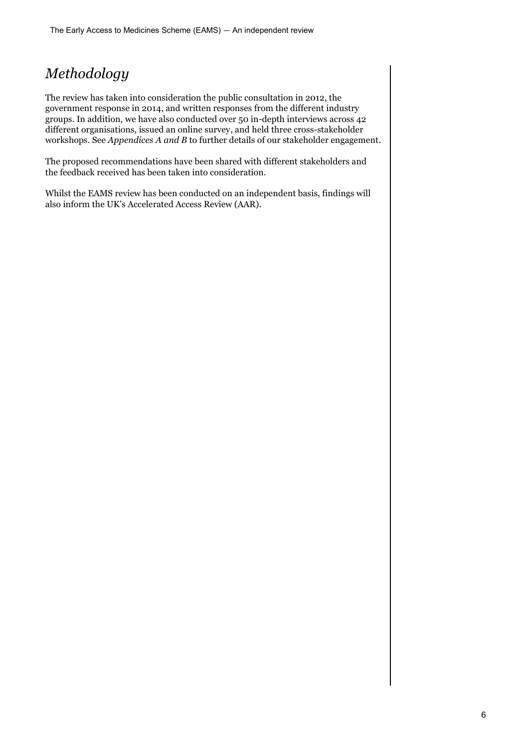## *Methodology*

The review has taken into consideration the public consultation in 2012, the government response in 2014, and written responses from the different industry groups. In addition, we have also conducted over 50 in-depth interviews across 42 different organisations, issued an online survey, and held three cross-stakeholder workshops. See *Appendices A and B* to further details of our stakeholder engagement.

The proposed recommendations have been shared with different stakeholders and the feedback received has been taken into consideration.

Whilst the EAMS review has been conducted on an independent basis, findings will also inform the UK's Accelerated Access Review (AAR).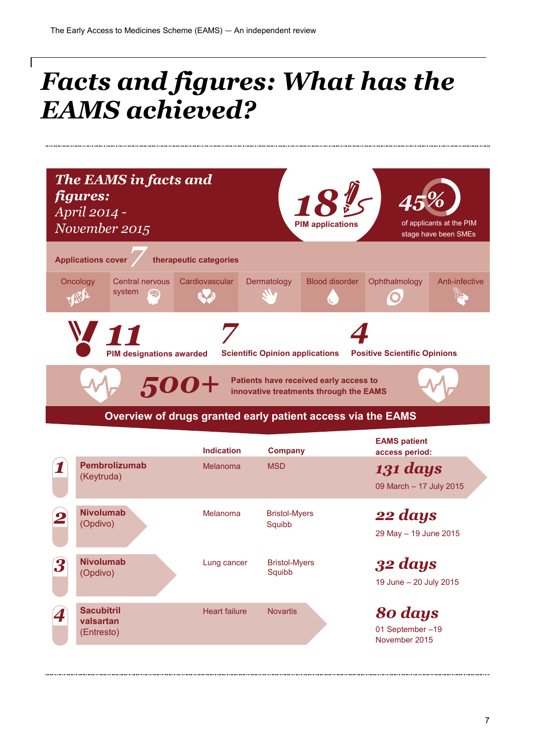# *Facts and figures: What has the EAMS achieved?*

## *The EAMS in facts and figures:* April 2014 - November 2015

**18** PIM applications

**45%** of applicants at the PIM stage have been SMEs

**Applications cover 7 therapeutic categories**

- Oncology
- Central nervous system
- Cardiovascular
- Dermatology
- Blood disorder
- Ophthalmology
- Anti-infective

**11** PIM designations awarded

**7** Scientific Opinion applications

**4** Positive Scientific Opinions

**500+** Patients have received early access to innovative treatments through the EAMS

### Overview of drugs granted early patient access via the EAMS

| | Drug | Indication | Company | EAMS patient access period: |
|---|---|---|---|---|
| 1 | **Pembrolizumab** (Keytruda) | Melanoma | MSD | **131 days** 09 March – 17 July 2015 |
| 2 | **Nivolumab** (Opdivo) | Melanoma | Bristol-Myers Squibb | **22 days** 29 May – 19 June 2015 |
| 3 | **Nivolumab** (Opdivo) | Lung cancer | Bristol-Myers Squibb | **32 days** 19 June – 20 July 2015 |
| 4 | **Sacubitril valsartan** (Entresto) | Heart failure | Novartis | **80 days** 01 September –19 November 2015 |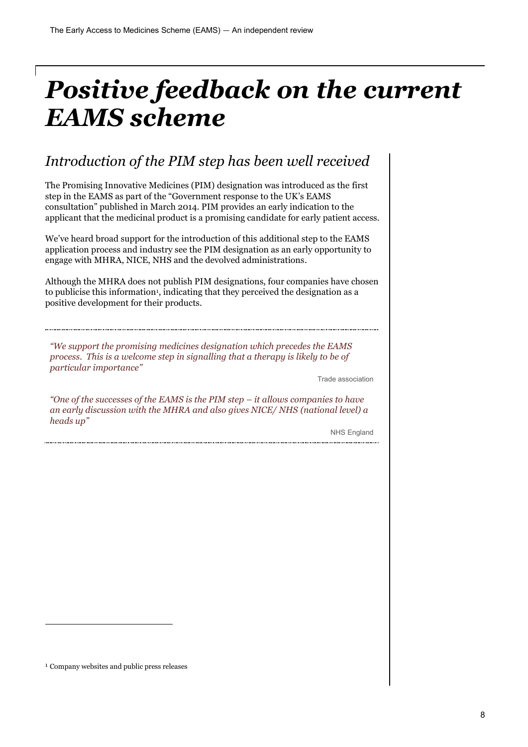# *Positive feedback on the current EAMS scheme*

## *Introduction of the PIM step has been well received*

The Promising Innovative Medicines (PIM) designation was introduced as the first step in the EAMS as part of the "Government response to the UK's EAMS consultation" published in March 2014. PIM provides an early indication to the applicant that the medicinal product is a promising candidate for early patient access.

We've heard broad support for the introduction of this additional step to the EAMS application process and industry see the PIM designation as an early opportunity to engage with MHRA, NICE, NHS and the devolved administrations.

Although the MHRA does not publish PIM designations, four companies have chosen to publicise this information[1], indicating that they perceived the designation as a positive development for their products.

> *"We support the promising medicines designation which precedes the EAMS process. This is a welcome step in signalling that a therapy is likely to be of particular importance"*
>
> Trade association

> *"One of the successes of the EAMS is the PIM step – it allows companies to have an early discussion with the MHRA and also gives NICE/ NHS (national level) a heads up"*
>
> NHS England

[1] Company websites and public press releases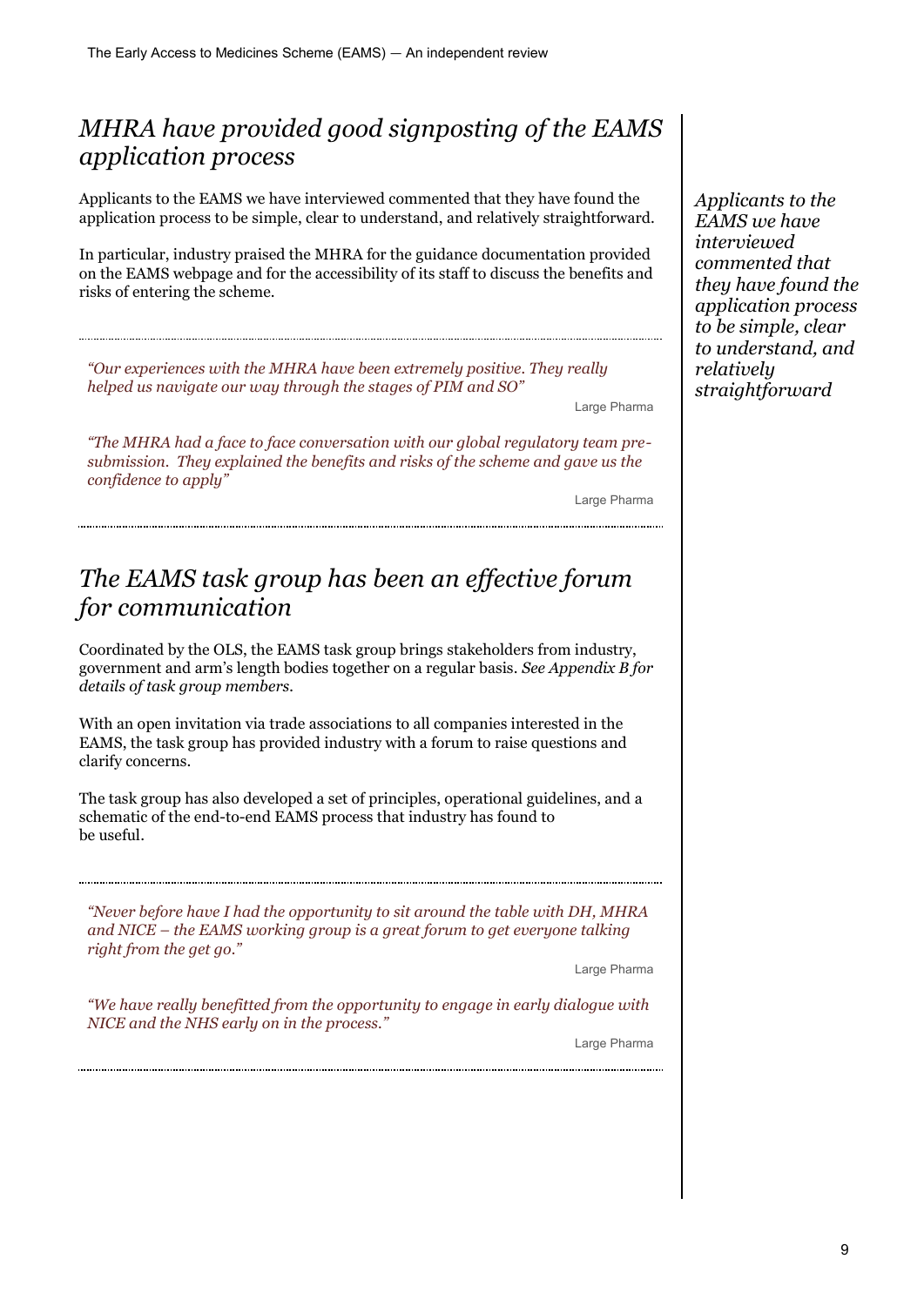## *MHRA have provided good signposting of the EAMS application process*

Applicants to the EAMS we have interviewed commented that they have found the application process to be simple, clear to understand, and relatively straightforward.

In particular, industry praised the MHRA for the guidance documentation provided on the EAMS webpage and for the accessibility of its staff to discuss the benefits and risks of entering the scheme.

*Applicants to the EAMS we have interviewed commented that they have found the application process to be simple, clear to understand, and relatively straightforward*

---

*"Our experiences with the MHRA have been extremely positive. They really helped us navigate our way through the stages of PIM and SO"*

Large Pharma

*"The MHRA had a face to face conversation with our global regulatory team pre-submission. They explained the benefits and risks of the scheme and gave us the confidence to apply"*

Large Pharma

---

## *The EAMS task group has been an effective forum for communication*

Coordinated by the OLS, the EAMS task group brings stakeholders from industry, government and arm's length bodies together on a regular basis. *See Appendix B for details of task group members.*

With an open invitation via trade associations to all companies interested in the EAMS, the task group has provided industry with a forum to raise questions and clarify concerns.

The task group has also developed a set of principles, operational guidelines, and a schematic of the end-to-end EAMS process that industry has found to be useful.

---

*"Never before have I had the opportunity to sit around the table with DH, MHRA and NICE – the EAMS working group is a great forum to get everyone talking right from the get go."*

Large Pharma

*"We have really benefitted from the opportunity to engage in early dialogue with NICE and the NHS early on in the process."*

Large Pharma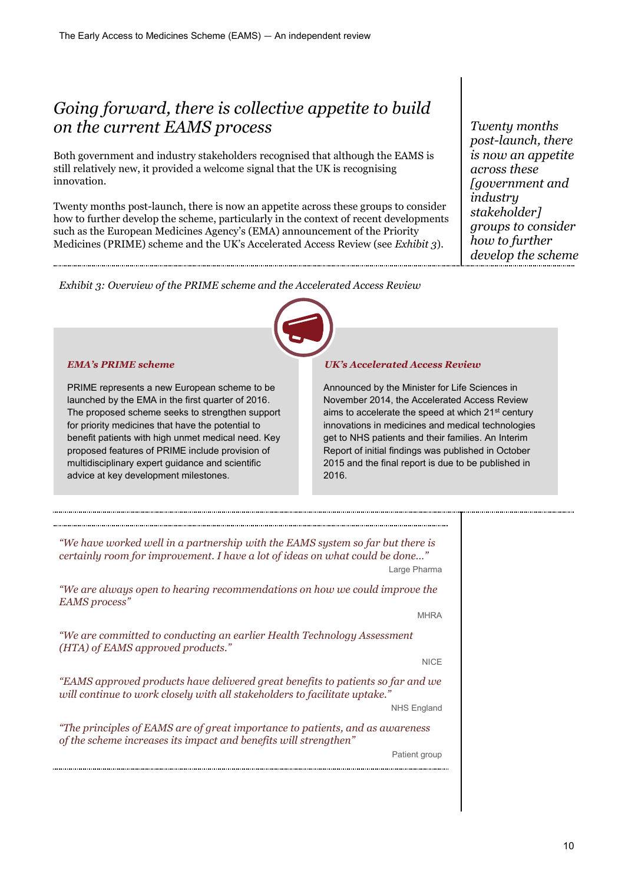## *Going forward, there is collective appetite to build on the current EAMS process*

Both government and industry stakeholders recognised that although the EAMS is still relatively new, it provided a welcome signal that the UK is recognising innovation.

Twenty months post-launch, there is now an appetite across these groups to consider how to further develop the scheme, particularly in the context of recent developments such as the European Medicines Agency's (EMA) announcement of the Priority Medicines (PRIME) scheme and the UK's Accelerated Access Review (see *Exhibit 3*).

*Twenty months post-launch, there is now an appetite across these [government and industry stakeholder] groups to consider how to further develop the scheme*

*Exhibit 3: Overview of the PRIME scheme and the Accelerated Access Review*

***EMA's PRIME scheme***

PRIME represents a new European scheme to be launched by the EMA in the first quarter of 2016. The proposed scheme seeks to strengthen support for priority medicines that have the potential to benefit patients with high unmet medical need. Key proposed features of PRIME include provision of multidisciplinary expert guidance and scientific advice at key development milestones.

***UK's Accelerated Access Review***

Announced by the Minister for Life Sciences in November 2014, the Accelerated Access Review aims to accelerate the speed at which 21st century innovations in medicines and medical technologies get to NHS patients and their families. An Interim Report of initial findings was published in October 2015 and the final report is due to be published in 2016.

*"We have worked well in a partnership with the EAMS system so far but there is certainly room for improvement. I have a lot of ideas on what could be done..."*

Large Pharma

*"We are always open to hearing recommendations on how we could improve the EAMS process"*

MHRA

*"We are committed to conducting an earlier Health Technology Assessment (HTA) of EAMS approved products."*

NICE

*"EAMS approved products have delivered great benefits to patients so far and we will continue to work closely with all stakeholders to facilitate uptake."*

NHS England

*"The principles of EAMS are of great importance to patients, and as awareness of the scheme increases its impact and benefits will strengthen"*

Patient group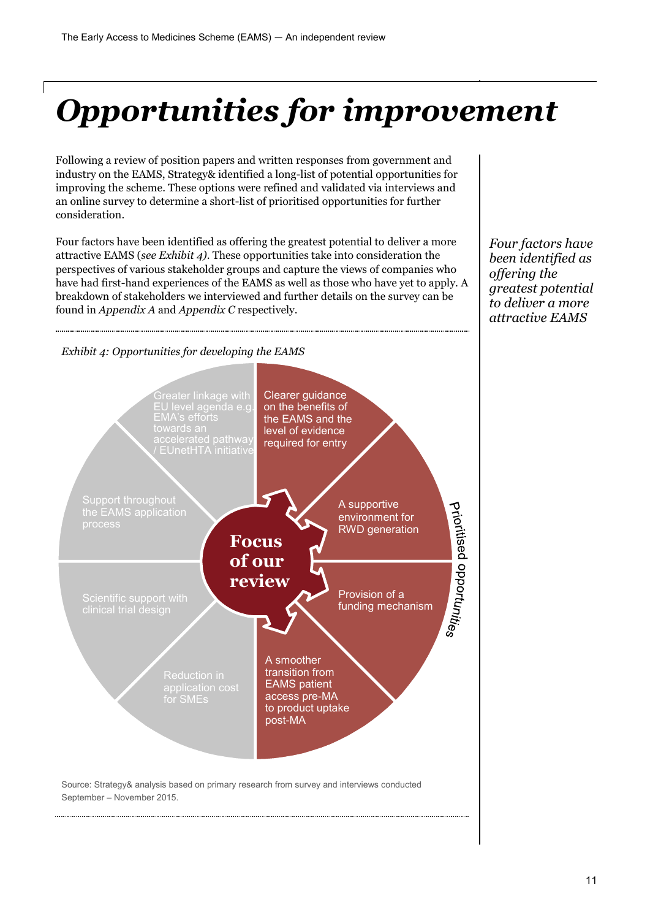# *Opportunities for improvement*

Following a review of position papers and written responses from government and industry on the EAMS, Strategy& identified a long-list of potential opportunities for improving the scheme. These options were refined and validated via interviews and an online survey to determine a short-list of prioritised opportunities for further consideration.

Four factors have been identified as offering the greatest potential to deliver a more attractive EAMS (*see Exhibit 4)*. These opportunities take into consideration the perspectives of various stakeholder groups and capture the views of companies who have had first-hand experiences of the EAMS as well as those who have yet to apply. A breakdown of stakeholders we interviewed and further details on the survey can be found in *Appendix A* and *Appendix C* respectively.

*Four factors have been identified as offering the greatest potential to deliver a more attractive EAMS*

*Exhibit 4: Opportunities for developing the EAMS*

**Focus of our review**

Prioritised opportunities:

- Clearer guidance on the benefits of the EAMS and the level of evidence required for entry
- A supportive environment for RWD generation
- Provision of a funding mechanism
- A smoother transition from EAMS patient access pre-MA to product uptake post-MA

Other opportunities:

- Reduction in application cost for SMEs
- Scientific support with clinical trial design
- Support throughout the EAMS application process
- Greater linkage with EU level agenda e.g. EMA's efforts towards an accelerated pathway / EUnetHTA initiative

Source: Strategy& analysis based on primary research from survey and interviews conducted September – November 2015.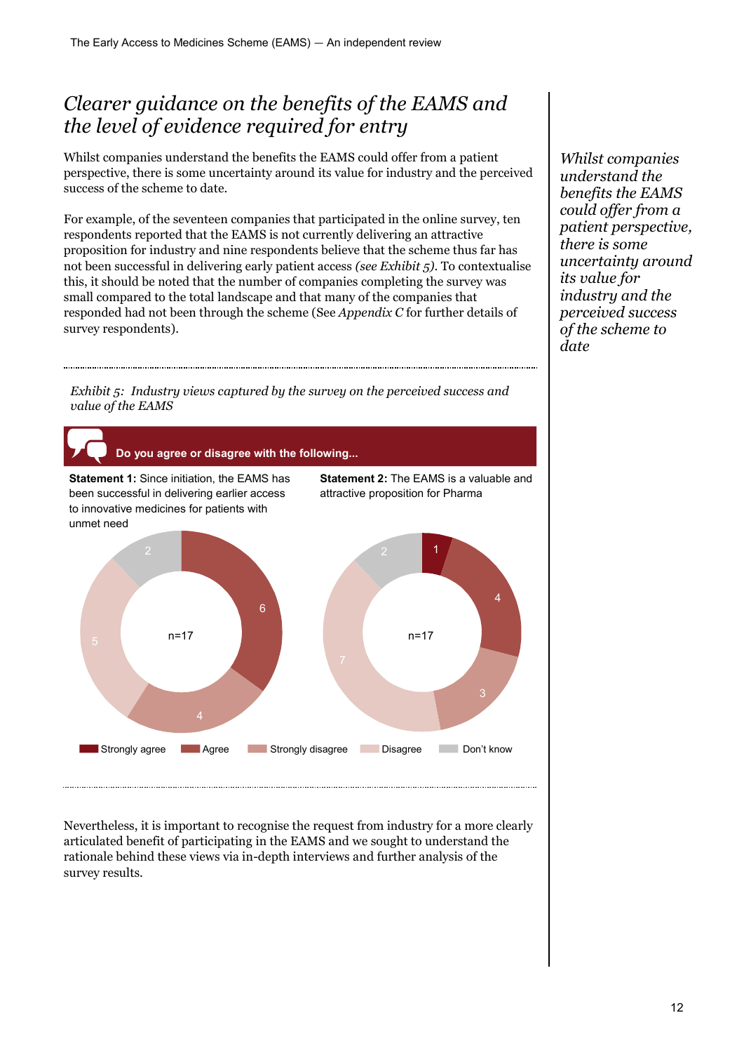## Clearer guidance on the benefits of the EAMS and the level of evidence required for entry

Whilst companies understand the benefits the EAMS could offer from a patient perspective, there is some uncertainty around its value for industry and the perceived success of the scheme to date.

For example, of the seventeen companies that participated in the online survey, ten respondents reported that the EAMS is not currently delivering an attractive proposition for industry and nine respondents believe that the scheme thus far has not been successful in delivering early patient access *(see Exhibit 5)*. To contextualise this, it should be noted that the number of companies completing the survey was small compared to the total landscape and that many of the companies that responded had not been through the scheme (See *Appendix C* for further details of survey respondents).

*Whilst companies understand the benefits the EAMS could offer from a patient perspective, there is some uncertainty around its value for industry and the perceived success of the scheme to date*

*Exhibit 5: Industry views captured by the survey on the perceived success and value of the EAMS*

**Do you agree or disagree with the following...**

**Statement 1:** Since initiation, the EAMS has been successful in delivering earlier access to innovative medicines for patients with unmet need

**Statement 2:** The EAMS is a valuable and attractive proposition for Pharma

| Response | Statement 1 (n=17) | Statement 2 (n=17) |
|---|---|---|
| Strongly agree | 0 | 1 |
| Agree | 6 | 4 |
| Strongly disagree | 4 | 3 |
| Disagree | 5 | 7 |
| Don't know | 2 | 2 |

Nevertheless, it is important to recognise the request from industry for a more clearly articulated benefit of participating in the EAMS and we sought to understand the rationale behind these views via in-depth interviews and further analysis of the survey results.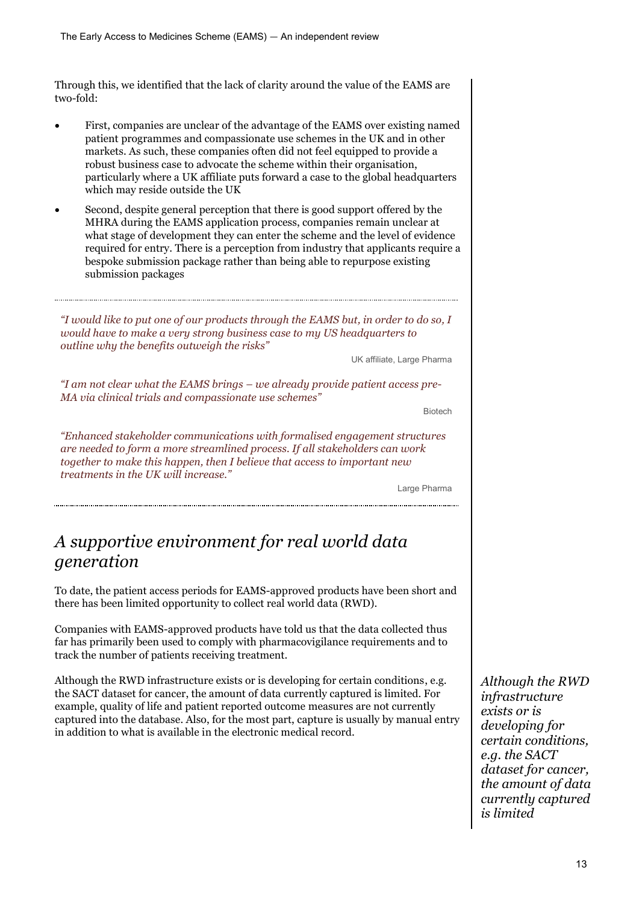Through this, we identified that the lack of clarity around the value of the EAMS are two-fold:

- First, companies are unclear of the advantage of the EAMS over existing named patient programmes and compassionate use schemes in the UK and in other markets. As such, these companies often did not feel equipped to provide a robust business case to advocate the scheme within their organisation, particularly where a UK affiliate puts forward a case to the global headquarters which may reside outside the UK
- Second, despite general perception that there is good support offered by the MHRA during the EAMS application process, companies remain unclear at what stage of development they can enter the scheme and the level of evidence required for entry. There is a perception from industry that applicants require a bespoke submission package rather than being able to repurpose existing submission packages

---

*"I would like to put one of our products through the EAMS but, in order to do so, I would have to make a very strong business case to my US headquarters to outline why the benefits outweigh the risks"*

UK affiliate, Large Pharma

*"I am not clear what the EAMS brings – we already provide patient access pre-MA via clinical trials and compassionate use schemes"*

Biotech

*"Enhanced stakeholder communications with formalised engagement structures are needed to form a more streamlined process. If all stakeholders can work together to make this happen, then I believe that access to important new treatments in the UK will increase."*

Large Pharma

---

## *A supportive environment for real world data generation*

To date, the patient access periods for EAMS-approved products have been short and there has been limited opportunity to collect real world data (RWD).

Companies with EAMS-approved products have told us that the data collected thus far has primarily been used to comply with pharmacovigilance requirements and to track the number of patients receiving treatment.

Although the RWD infrastructure exists or is developing for certain conditions, e.g. the SACT dataset for cancer, the amount of data currently captured is limited. For example, quality of life and patient reported outcome measures are not currently captured into the database. Also, for the most part, capture is usually by manual entry in addition to what is available in the electronic medical record.

*Although the RWD infrastructure exists or is developing for certain conditions, e.g. the SACT dataset for cancer, the amount of data currently captured is limited*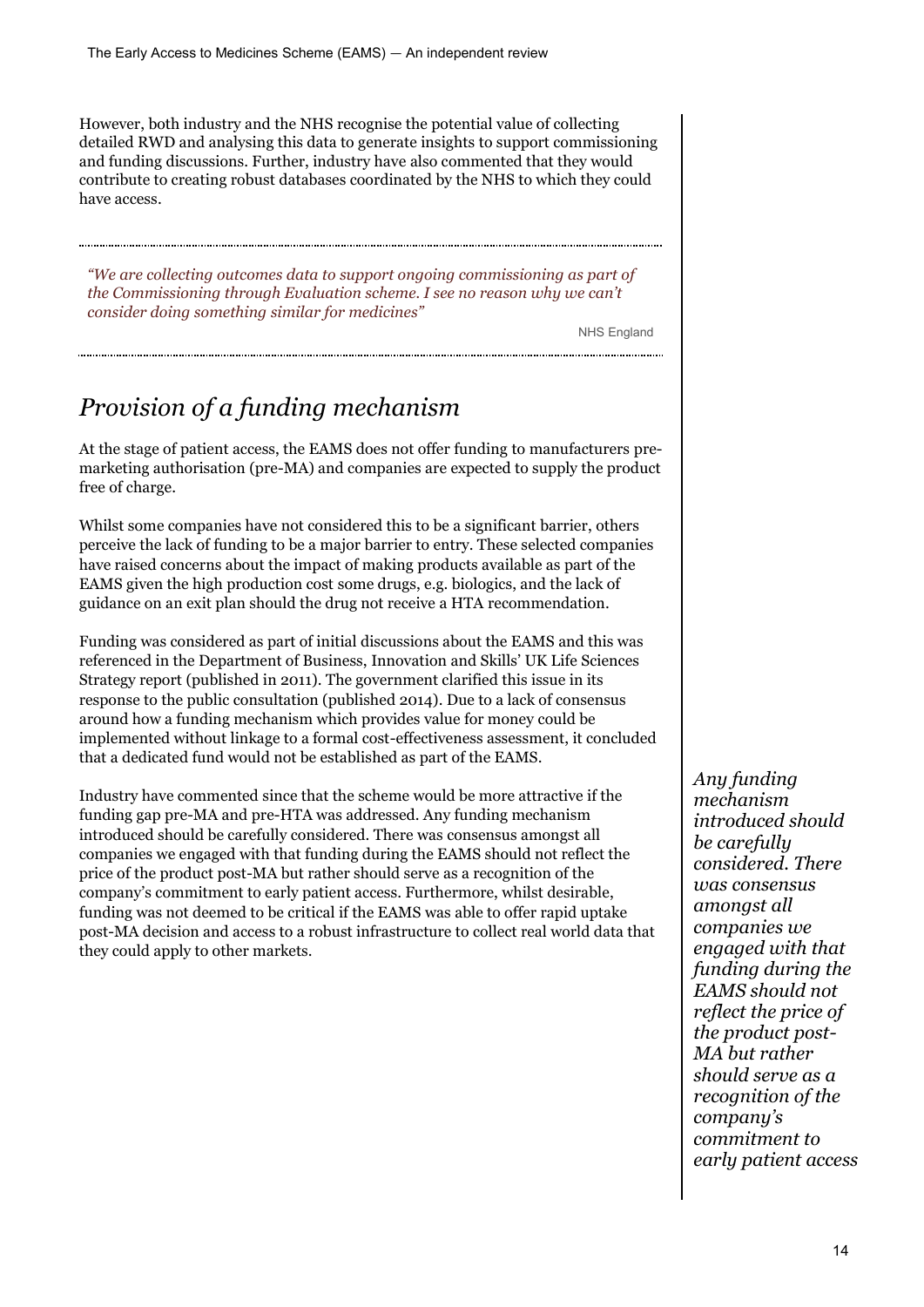However, both industry and the NHS recognise the potential value of collecting detailed RWD and analysing this data to generate insights to support commissioning and funding discussions. Further, industry have also commented that they would contribute to creating robust databases coordinated by the NHS to which they could have access.

---

*"We are collecting outcomes data to support ongoing commissioning as part of the Commissioning through Evaluation scheme. I see no reason why we can't consider doing something similar for medicines"*

NHS England

---

## *Provision of a funding mechanism*

At the stage of patient access, the EAMS does not offer funding to manufacturers pre-marketing authorisation (pre-MA) and companies are expected to supply the product free of charge.

Whilst some companies have not considered this to be a significant barrier, others perceive the lack of funding to be a major barrier to entry. These selected companies have raised concerns about the impact of making products available as part of the EAMS given the high production cost some drugs, e.g. biologics, and the lack of guidance on an exit plan should the drug not receive a HTA recommendation.

Funding was considered as part of initial discussions about the EAMS and this was referenced in the Department of Business, Innovation and Skills' UK Life Sciences Strategy report (published in 2011). The government clarified this issue in its response to the public consultation (published 2014). Due to a lack of consensus around how a funding mechanism which provides value for money could be implemented without linkage to a formal cost-effectiveness assessment, it concluded that a dedicated fund would not be established as part of the EAMS.

Industry have commented since that the scheme would be more attractive if the funding gap pre-MA and pre-HTA was addressed. Any funding mechanism introduced should be carefully considered. There was consensus amongst all companies we engaged with that funding during the EAMS should not reflect the price of the product post-MA but rather should serve as a recognition of the company's commitment to early patient access. Furthermore, whilst desirable, funding was not deemed to be critical if the EAMS was able to offer rapid uptake post-MA decision and access to a robust infrastructure to collect real world data that they could apply to other markets.

*Any funding mechanism introduced should be carefully considered. There was consensus amongst all companies we engaged with that funding during the EAMS should not reflect the price of the product post-MA but rather should serve as a recognition of the company's commitment to early patient access*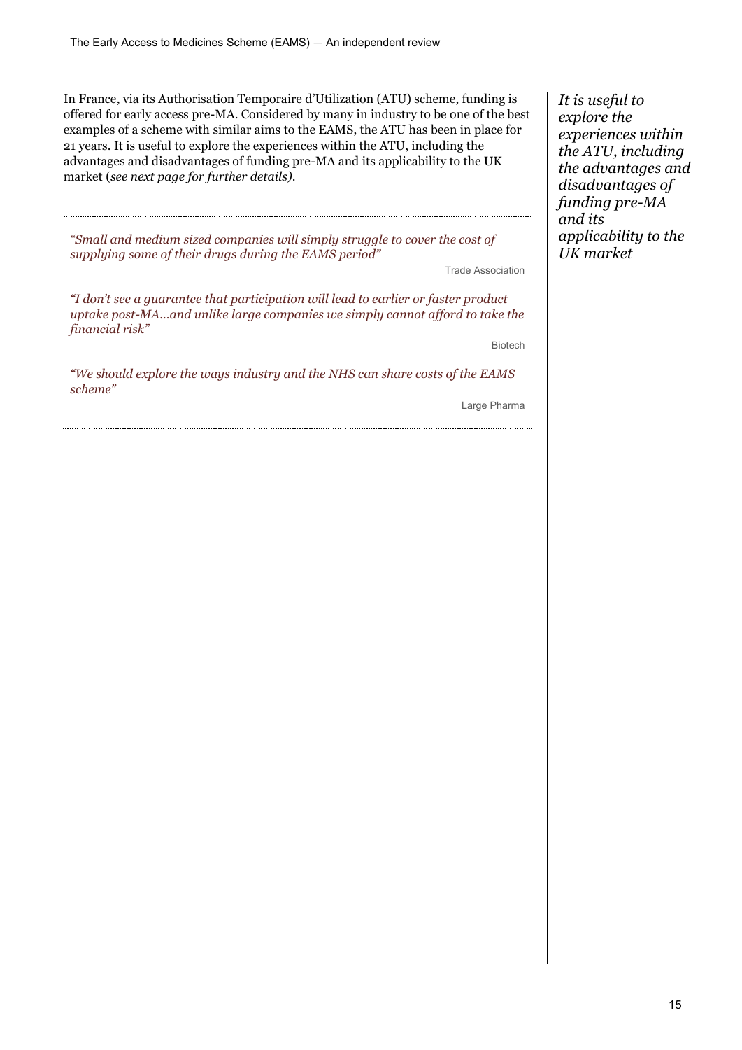In France, via its Authorisation Temporaire d'Utilization (ATU) scheme, funding is offered for early access pre-MA. Considered by many in industry to be one of the best examples of a scheme with similar aims to the EAMS, the ATU has been in place for 21 years. It is useful to explore the experiences within the ATU, including the advantages and disadvantages of funding pre-MA and its applicability to the UK market (*see next page for further details)*.

*It is useful to explore the experiences within the ATU, including the advantages and disadvantages of funding pre-MA and its applicability to the UK market*

---

*"Small and medium sized companies will simply struggle to cover the cost of supplying some of their drugs during the EAMS period"*

Trade Association

*"I don't see a guarantee that participation will lead to earlier or faster product uptake post-MA…and unlike large companies we simply cannot afford to take the financial risk"*

Biotech

*"We should explore the ways industry and the NHS can share costs of the EAMS scheme"*

Large Pharma

---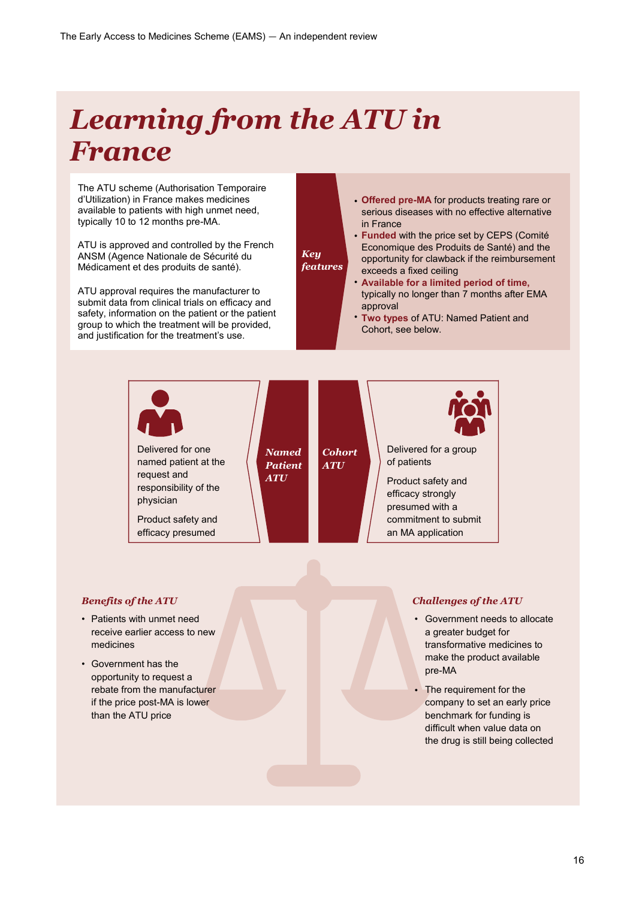// Learning from the ATU in France

# *Learning from the ATU in France*

The ATU scheme (Authorisation Temporaire d'Utilization) in France makes medicines available to patients with high unmet need, typically 10 to 12 months pre-MA.

ATU is approved and controlled by the French ANSM (Agence Nationale de Sécurité du Médicament et des produits de santé).

ATU approval requires the manufacturer to submit data from clinical trials on efficacy and safety, information on the patient or the patient group to which the treatment will be provided, and justification for the treatment's use.

***Key features***

- **Offered pre-MA** for products treating rare or serious diseases with no effective alternative in France
- **Funded** with the price set by CEPS (Comité Economique des Produits de Santé) and the opportunity for clawback if the reimbursement exceeds a fixed ceiling
- **Available for a limited period of time,** typically no longer than 7 months after EMA approval
- **Two types** of ATU: Named Patient and Cohort, see below.

***Named Patient ATU***

Delivered for one named patient at the request and responsibility of the physician

Product safety and efficacy presumed

***Cohort ATU***

Delivered for a group of patients

Product safety and efficacy strongly presumed with a commitment to submit an MA application

### *Benefits of the ATU*

- Patients with unmet need receive earlier access to new medicines
- Government has the opportunity to request a rebate from the manufacturer if the price post-MA is lower than the ATU price

### *Challenges of the ATU*

- Government needs to allocate a greater budget for transformative medicines to make the product available pre-MA
- The requirement for the company to set an early price benchmark for funding is difficult when value data on the drug is still being collected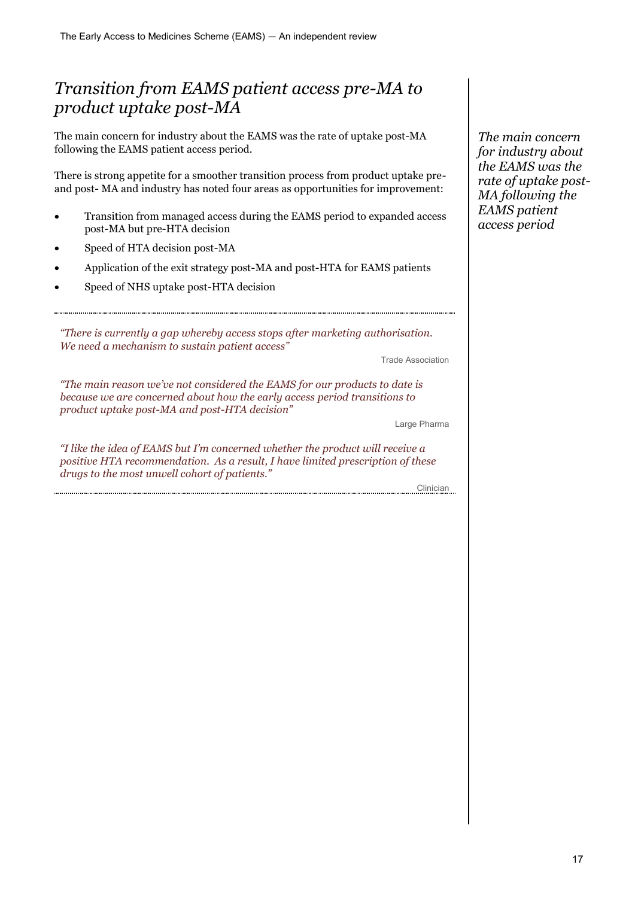## *Transition from EAMS patient access pre-MA to product uptake post-MA*

The main concern for industry about the EAMS was the rate of uptake post-MA following the EAMS patient access period.

*The main concern for industry about the EAMS was the rate of uptake post-MA following the EAMS patient access period*

There is strong appetite for a smoother transition process from product uptake pre- and post- MA and industry has noted four areas as opportunities for improvement:

- Transition from managed access during the EAMS period to expanded access post-MA but pre-HTA decision
- Speed of HTA decision post-MA
- Application of the exit strategy post-MA and post-HTA for EAMS patients
- Speed of NHS uptake post-HTA decision

*"There is currently a gap whereby access stops after marketing authorisation. We need a mechanism to sustain patient access"*

Trade Association

*"The main reason we've not considered the EAMS for our products to date is because we are concerned about how the early access period transitions to product uptake post-MA and post-HTA decision"*

Large Pharma

*"I like the idea of EAMS but I'm concerned whether the product will receive a positive HTA recommendation. As a result, I have limited prescription of these drugs to the most unwell cohort of patients."*

Clinician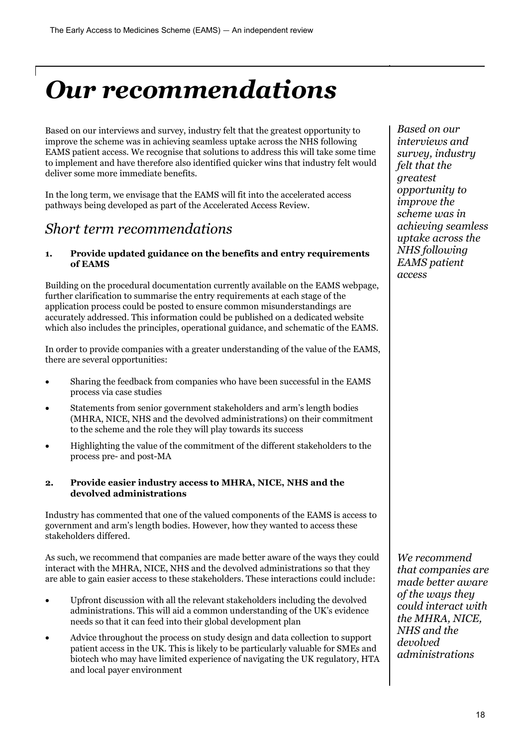# Our recommendations

Based on our interviews and survey, industry felt that the greatest opportunity to improve the scheme was in achieving seamless uptake across the NHS following EAMS patient access. We recognise that solutions to address this will take some time to implement and have therefore also identified quicker wins that industry felt would deliver some more immediate benefits.

*Based on our interviews and survey, industry felt that the greatest opportunity to improve the scheme was in achieving seamless uptake across the NHS following EAMS patient access*

In the long term, we envisage that the EAMS will fit into the accelerated access pathways being developed as part of the Accelerated Access Review.

## Short term recommendations

**1. Provide updated guidance on the benefits and entry requirements of EAMS**

Building on the procedural documentation currently available on the EAMS webpage, further clarification to summarise the entry requirements at each stage of the application process could be posted to ensure common misunderstandings are accurately addressed. This information could be published on a dedicated website which also includes the principles, operational guidance, and schematic of the EAMS.

In order to provide companies with a greater understanding of the value of the EAMS, there are several opportunities:

- Sharing the feedback from companies who have been successful in the EAMS process via case studies
- Statements from senior government stakeholders and arm's length bodies (MHRA, NICE, NHS and the devolved administrations) on their commitment to the scheme and the role they will play towards its success
- Highlighting the value of the commitment of the different stakeholders to the process pre- and post-MA

**2. Provide easier industry access to MHRA, NICE, NHS and the devolved administrations**

Industry has commented that one of the valued components of the EAMS is access to government and arm's length bodies. However, how they wanted to access these stakeholders differed.

As such, we recommend that companies are made better aware of the ways they could interact with the MHRA, NICE, NHS and the devolved administrations so that they are able to gain easier access to these stakeholders. These interactions could include:

*We recommend that companies are made better aware of the ways they could interact with the MHRA, NICE, NHS and the devolved administrations*

- Upfront discussion with all the relevant stakeholders including the devolved administrations. This will aid a common understanding of the UK's evidence needs so that it can feed into their global development plan
- Advice throughout the process on study design and data collection to support patient access in the UK. This is likely to be particularly valuable for SMEs and biotech who may have limited experience of navigating the UK regulatory, HTA and local payer environment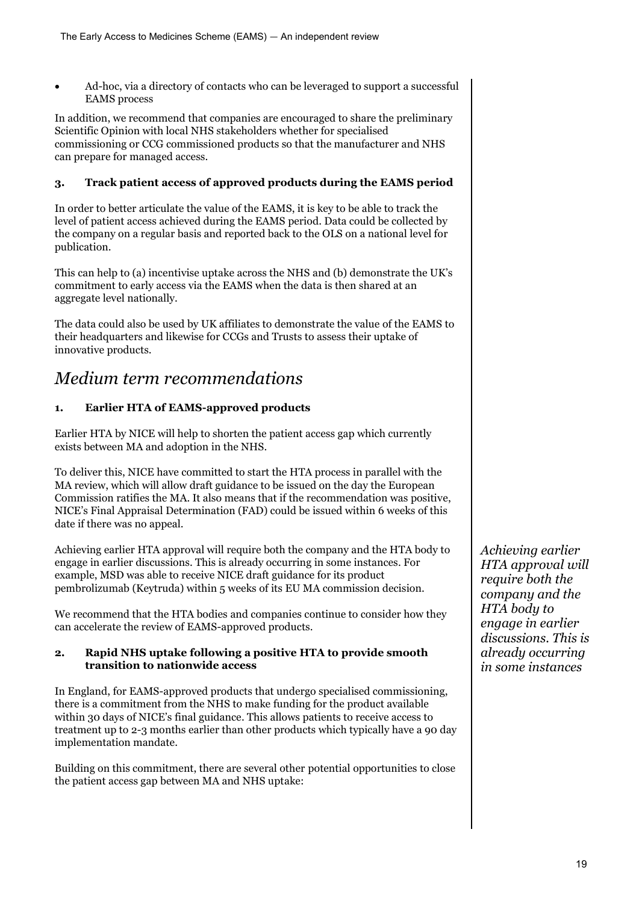- Ad-hoc, via a directory of contacts who can be leveraged to support a successful EAMS process

In addition, we recommend that companies are encouraged to share the preliminary Scientific Opinion with local NHS stakeholders whether for specialised commissioning or CCG commissioned products so that the manufacturer and NHS can prepare for managed access.

### 3. Track patient access of approved products during the EAMS period

In order to better articulate the value of the EAMS, it is key to be able to track the level of patient access achieved during the EAMS period. Data could be collected by the company on a regular basis and reported back to the OLS on a national level for publication.

This can help to (a) incentivise uptake across the NHS and (b) demonstrate the UK's commitment to early access via the EAMS when the data is then shared at an aggregate level nationally.

The data could also be used by UK affiliates to demonstrate the value of the EAMS to their headquarters and likewise for CCGs and Trusts to assess their uptake of innovative products.

## *Medium term recommendations*

### 1. Earlier HTA of EAMS-approved products

Earlier HTA by NICE will help to shorten the patient access gap which currently exists between MA and adoption in the NHS.

To deliver this, NICE have committed to start the HTA process in parallel with the MA review, which will allow draft guidance to be issued on the day the European Commission ratifies the MA. It also means that if the recommendation was positive, NICE's Final Appraisal Determination (FAD) could be issued within 6 weeks of this date if there was no appeal.

Achieving earlier HTA approval will require both the company and the HTA body to engage in earlier discussions. This is already occurring in some instances. For example, MSD was able to receive NICE draft guidance for its product pembrolizumab (Keytruda) within 5 weeks of its EU MA commission decision.

*Achieving earlier HTA approval will require both the company and the HTA body to engage in earlier discussions. This is already occurring in some instances*

We recommend that the HTA bodies and companies continue to consider how they can accelerate the review of EAMS-approved products.

### 2. Rapid NHS uptake following a positive HTA to provide smooth transition to nationwide access

In England, for EAMS-approved products that undergo specialised commissioning, there is a commitment from the NHS to make funding for the product available within 30 days of NICE's final guidance. This allows patients to receive access to treatment up to 2-3 months earlier than other products which typically have a 90 day implementation mandate.

Building on this commitment, there are several other potential opportunities to close the patient access gap between MA and NHS uptake: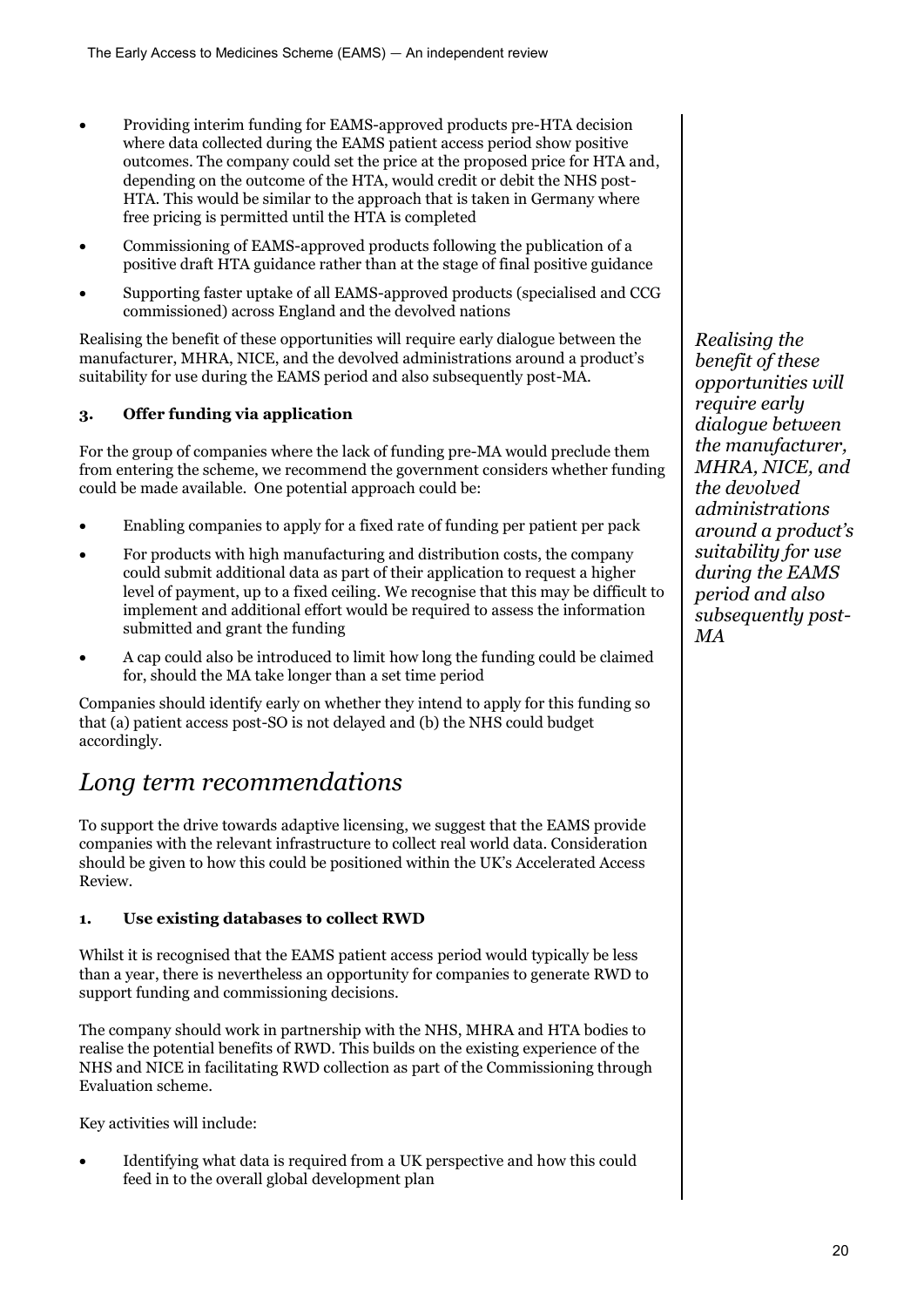- Providing interim funding for EAMS-approved products pre-HTA decision where data collected during the EAMS patient access period show positive outcomes. The company could set the price at the proposed price for HTA and, depending on the outcome of the HTA, would credit or debit the NHS post-HTA. This would be similar to the approach that is taken in Germany where free pricing is permitted until the HTA is completed
- Commissioning of EAMS-approved products following the publication of a positive draft HTA guidance rather than at the stage of final positive guidance
- Supporting faster uptake of all EAMS-approved products (specialised and CCG commissioned) across England and the devolved nations

Realising the benefit of these opportunities will require early dialogue between the manufacturer, MHRA, NICE, and the devolved administrations around a product's suitability for use during the EAMS period and also subsequently post-MA.

*Realising the benefit of these opportunities will require early dialogue between the manufacturer, MHRA, NICE, and the devolved administrations around a product's suitability for use during the EAMS period and also subsequently post-MA*

#### 3. Offer funding via application

For the group of companies where the lack of funding pre-MA would preclude them from entering the scheme, we recommend the government considers whether funding could be made available. One potential approach could be:

- Enabling companies to apply for a fixed rate of funding per patient per pack
- For products with high manufacturing and distribution costs, the company could submit additional data as part of their application to request a higher level of payment, up to a fixed ceiling. We recognise that this may be difficult to implement and additional effort would be required to assess the information submitted and grant the funding
- A cap could also be introduced to limit how long the funding could be claimed for, should the MA take longer than a set time period

Companies should identify early on whether they intend to apply for this funding so that (a) patient access post-SO is not delayed and (b) the NHS could budget accordingly.

## *Long term recommendations*

To support the drive towards adaptive licensing, we suggest that the EAMS provide companies with the relevant infrastructure to collect real world data. Consideration should be given to how this could be positioned within the UK's Accelerated Access Review.

#### 1. Use existing databases to collect RWD

Whilst it is recognised that the EAMS patient access period would typically be less than a year, there is nevertheless an opportunity for companies to generate RWD to support funding and commissioning decisions.

The company should work in partnership with the NHS, MHRA and HTA bodies to realise the potential benefits of RWD. This builds on the existing experience of the NHS and NICE in facilitating RWD collection as part of the Commissioning through Evaluation scheme.

Key activities will include:

- Identifying what data is required from a UK perspective and how this could feed in to the overall global development plan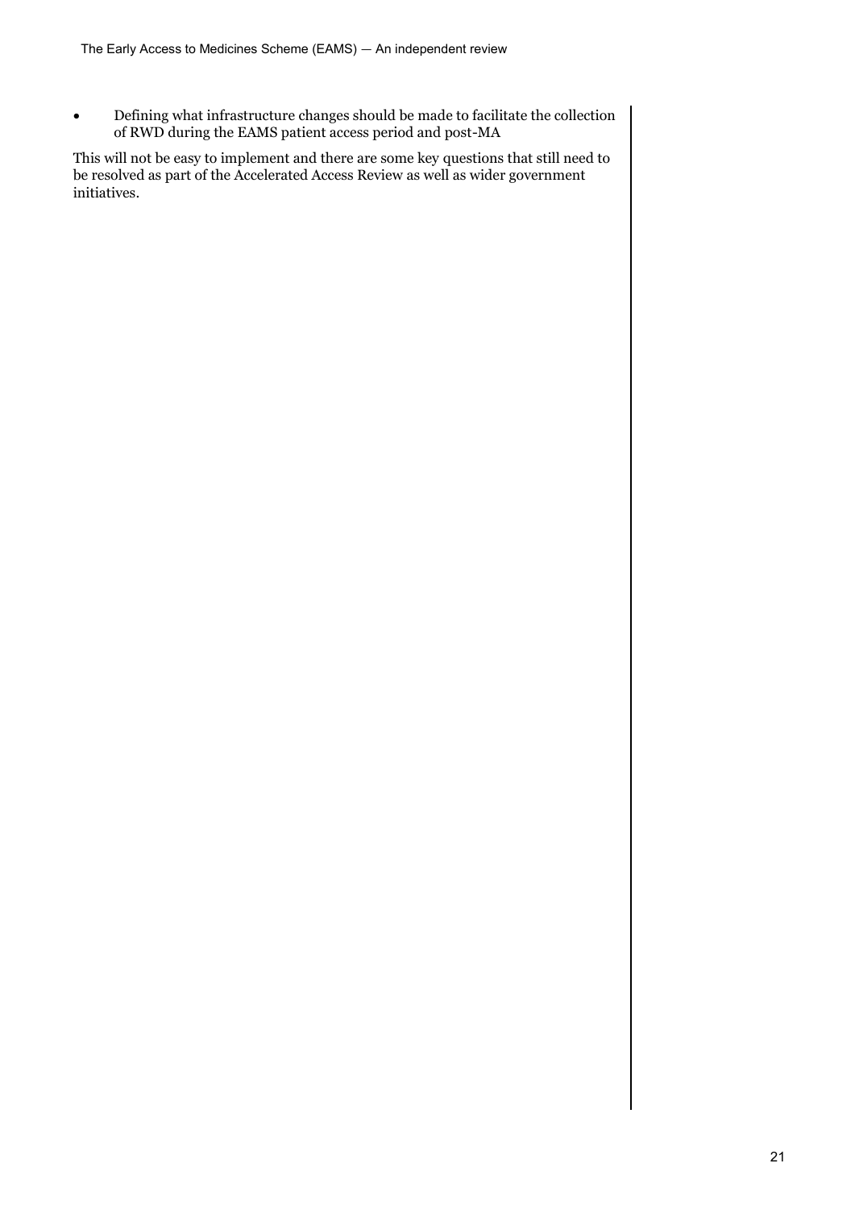- Defining what infrastructure changes should be made to facilitate the collection of RWD during the EAMS patient access period and post-MA

This will not be easy to implement and there are some key questions that still need to be resolved as part of the Accelerated Access Review as well as wider government initiatives.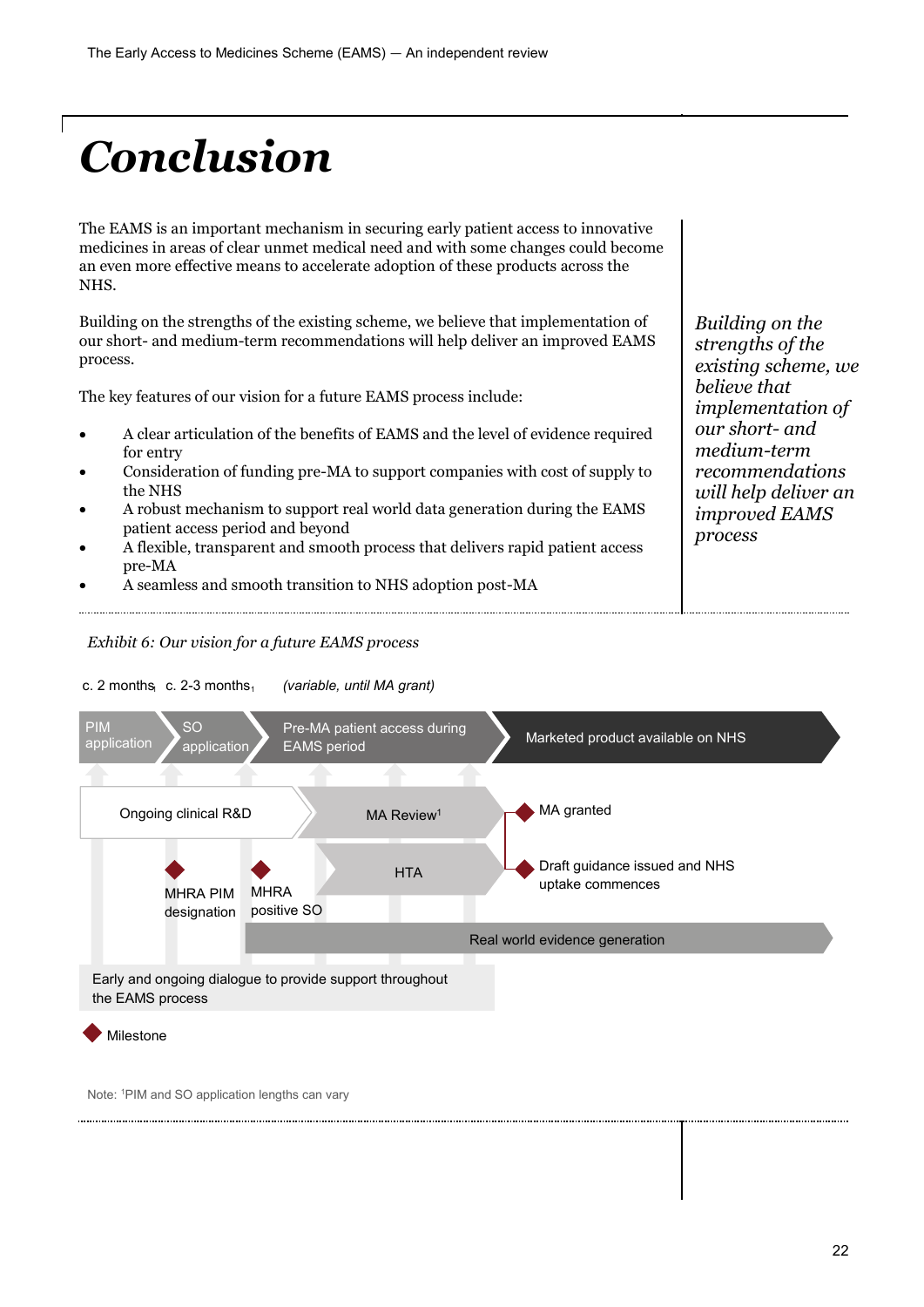# Conclusion

The EAMS is an important mechanism in securing early patient access to innovative medicines in areas of clear unmet medical need and with some changes could become an even more effective means to accelerate adoption of these products across the NHS.

Building on the strengths of the existing scheme, we believe that implementation of our short- and medium-term recommendations will help deliver an improved EAMS process.

The key features of our vision for a future EAMS process include:

- A clear articulation of the benefits of EAMS and the level of evidence required for entry
- Consideration of funding pre-MA to support companies with cost of supply to the NHS
- A robust mechanism to support real world data generation during the EAMS patient access period and beyond
- A flexible, transparent and smooth process that delivers rapid patient access pre-MA
- A seamless and smooth transition to NHS adoption post-MA

*Building on the strengths of the existing scheme, we believe that implementation of our short- and medium-term recommendations will help deliver an improved EAMS process*

*Exhibit 6: Our vision for a future EAMS process*

c. 2 months[1] c. 2-3 months[1] *(variable, until MA grant)*

PIM application → SO application → Pre-MA patient access during EAMS period → Marketed product available on NHS

Ongoing clinical R&D

MA Review[1]

HTA

MA granted

Draft guidance issued and NHS uptake commences

MHRA PIM designation

MHRA positive SO

Real world evidence generation

Early and ongoing dialogue to provide support throughout the EAMS process

Milestone

Note: [1]PIM and SO application lengths can vary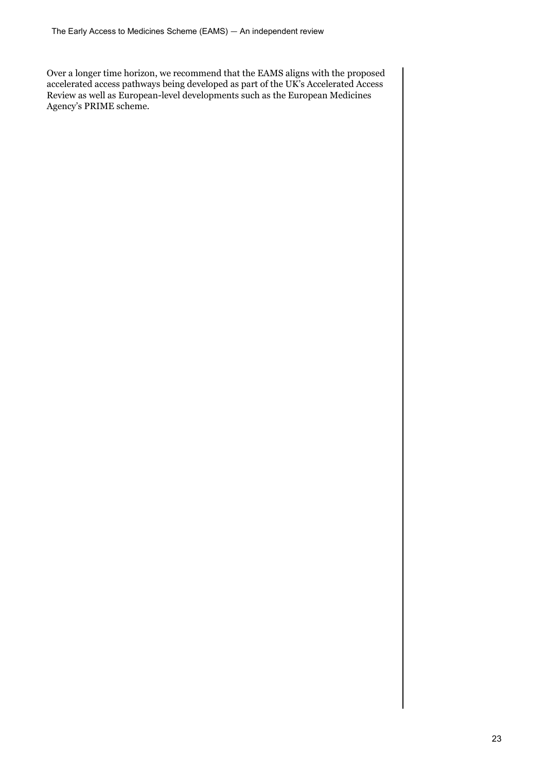Over a longer time horizon, we recommend that the EAMS aligns with the proposed accelerated access pathways being developed as part of the UK's Accelerated Access Review as well as European-level developments such as the European Medicines Agency's PRIME scheme.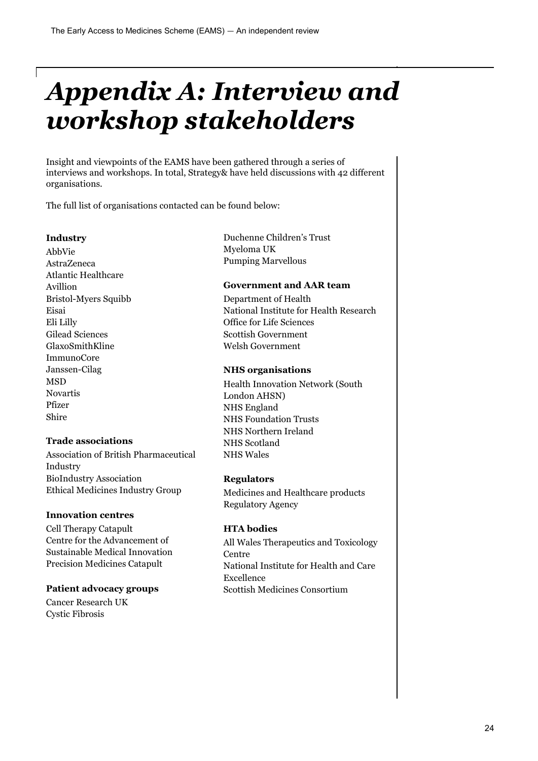# Appendix A: Interview and workshop stakeholders

Insight and viewpoints of the EAMS have been gathered through a series of interviews and workshops. In total, Strategy& have held discussions with 42 different organisations.

The full list of organisations contacted can be found below:

**Industry**

AbbVie
AstraZeneca
Atlantic Healthcare
Avillion
Bristol-Myers Squibb
Eisai
Eli Lilly
Gilead Sciences
GlaxoSmithKline
ImmunoCore
Janssen-Cilag
MSD
Novartis
Pfizer
Shire

**Trade associations**

Association of British Pharmaceutical Industry
BioIndustry Association
Ethical Medicines Industry Group

**Innovation centres**

Cell Therapy Catapult
Centre for the Advancement of Sustainable Medical Innovation
Precision Medicines Catapult

**Patient advocacy groups**

Cancer Research UK
Cystic Fibrosis
Duchenne Children's Trust
Myeloma UK
Pumping Marvellous

**Government and AAR team**

Department of Health
National Institute for Health Research
Office for Life Sciences
Scottish Government
Welsh Government

**NHS organisations**

Health Innovation Network (South London AHSN)
NHS England
NHS Foundation Trusts
NHS Northern Ireland
NHS Scotland
NHS Wales

**Regulators**

Medicines and Healthcare products Regulatory Agency

**HTA bodies**

All Wales Therapeutics and Toxicology Centre
National Institute for Health and Care Excellence
Scottish Medicines Consortium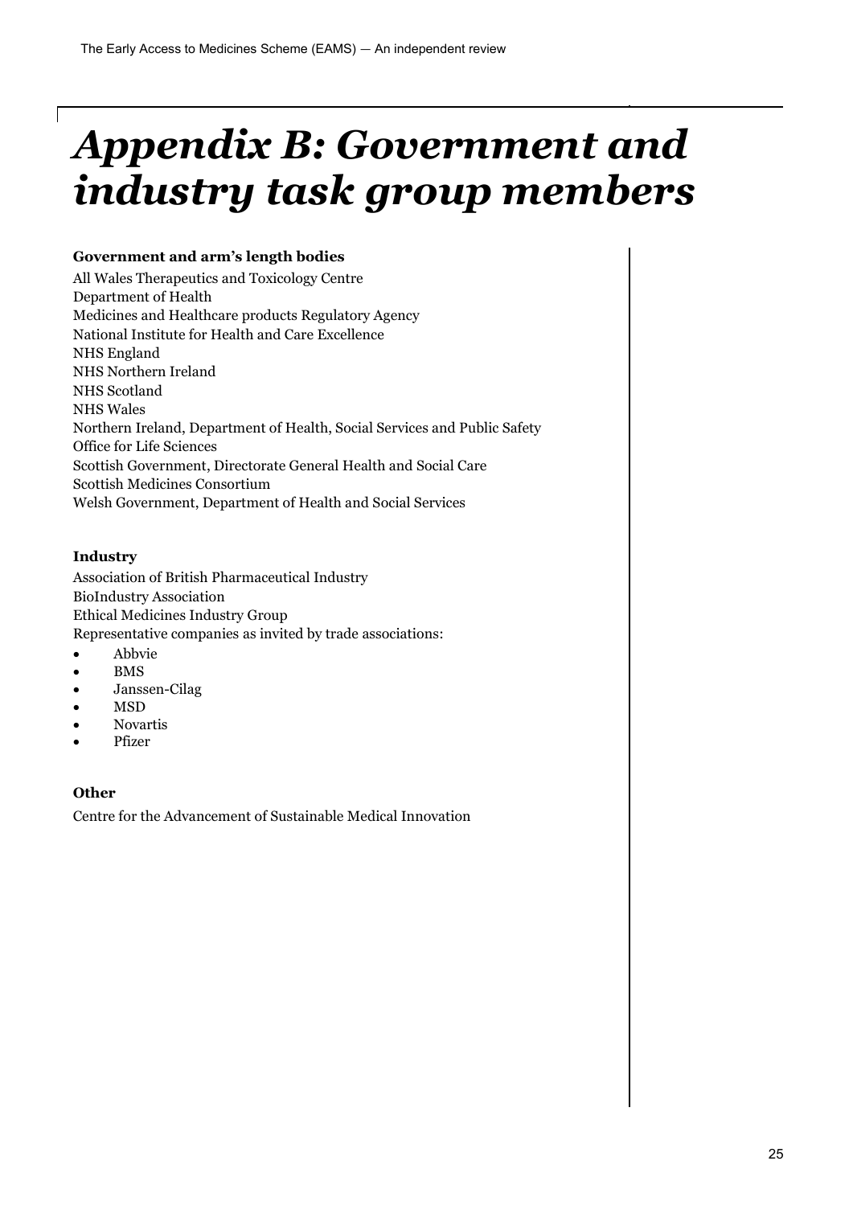# *Appendix B: Government and industry task group members*

**Government and arm's length bodies**

All Wales Therapeutics and Toxicology Centre
Department of Health
Medicines and Healthcare products Regulatory Agency
National Institute for Health and Care Excellence
NHS England
NHS Northern Ireland
NHS Scotland
NHS Wales
Northern Ireland, Department of Health, Social Services and Public Safety
Office for Life Sciences
Scottish Government, Directorate General Health and Social Care
Scottish Medicines Consortium
Welsh Government, Department of Health and Social Services

**Industry**

Association of British Pharmaceutical Industry
BioIndustry Association
Ethical Medicines Industry Group
Representative companies as invited by trade associations:

- Abbvie
- BMS
- Janssen-Cilag
- MSD
- Novartis
- Pfizer

**Other**

Centre for the Advancement of Sustainable Medical Innovation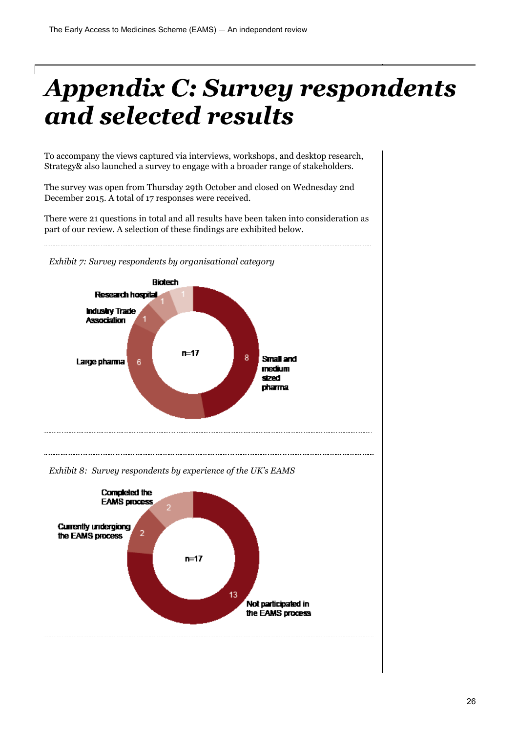# *Appendix C: Survey respondents and selected results*

To accompany the views captured via interviews, workshops, and desktop research, Strategy& also launched a survey to engage with a broader range of stakeholders.

The survey was open from Thursday 29th October and closed on Wednesday 2nd December 2015. A total of 17 responses were received.

There were 21 questions in total and all results have been taken into consideration as part of our review. A selection of these findings are exhibited below.

*Exhibit 7: Survey respondents by organisational category*

| Organisational category | Respondents |
|---|---|
| Small and medium sized pharma | 8 |
| Large pharma | 6 |
| Industry Trade Association | 1 |
| Research hospital | 1 |
| Biotech | 1 |
| n=17 | |

*Exhibit 8: Survey respondents by experience of the UK's EAMS*

| Experience | Respondents |
|---|---|
| Not participated in the EAMS process | 13 |
| Currently undergiong the EAMS process | 2 |
| Completed the EAMS process | 2 |
| n=17 | |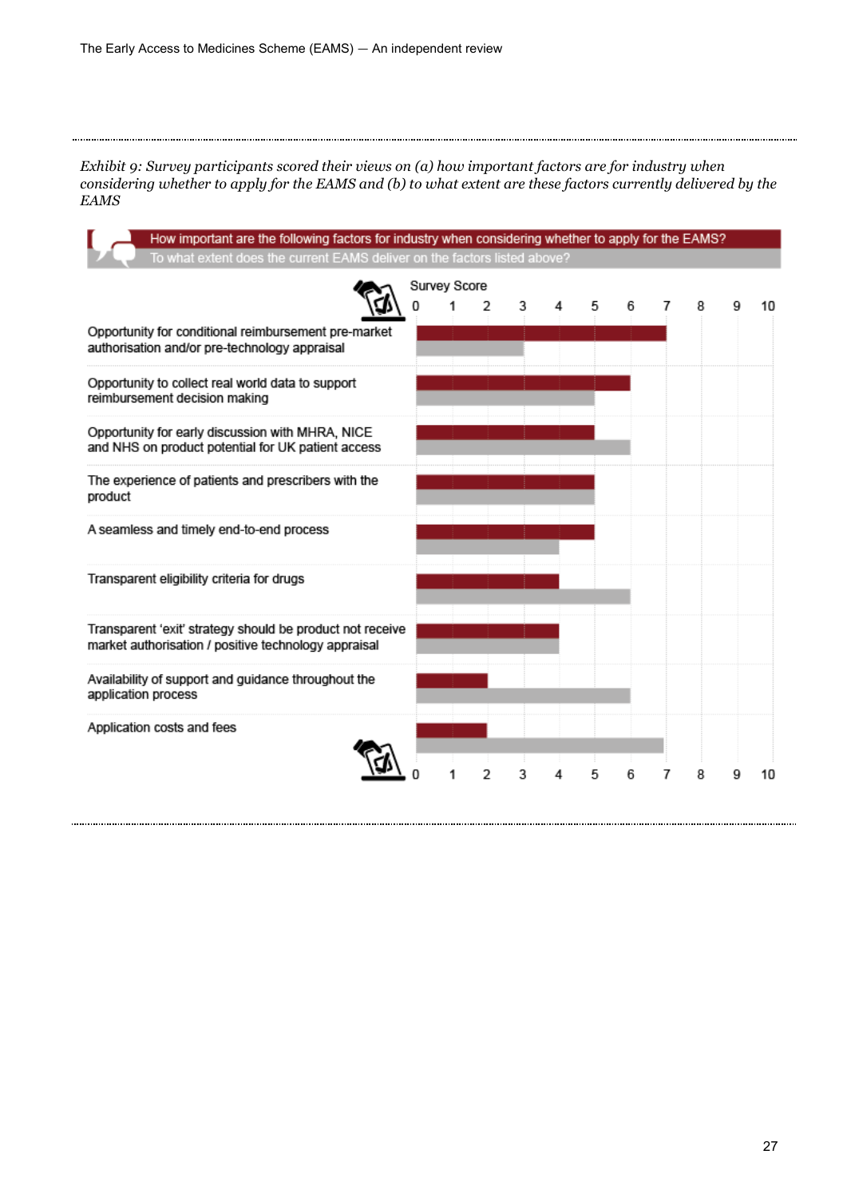*Exhibit 9: Survey participants scored their views on (a) how important factors are for industry when considering whether to apply for the EAMS and (b) to what extent are these factors currently delivered by the EAMS*

How important are the following factors for industry when considering whether to apply for the EAMS?

To what extent does the current EAMS deliver on the factors listed above?

| Factor | Importance for industry (Survey Score) | Delivered by current EAMS (Survey Score) |
|---|---|---|
| Opportunity for conditional reimbursement pre-market authorisation and/or pre-technology appraisal | 7 | 3 |
| Opportunity to collect real world data to support reimbursement decision making | 6 | 5 |
| Opportunity for early discussion with MHRA, NICE and NHS on product potential for UK patient access | 5 | 6 |
| The experience of patients and prescribers with the product | 5 | 5 |
| A seamless and timely end-to-end process | 5 | 4 |
| Transparent eligibility criteria for drugs | 4 | 6 |
| Transparent 'exit' strategy should be product not receive market authorisation / positive technology appraisal | 4 | 4 |
| Availability of support and guidance throughout the application process | 2 | 6 |
| Application costs and fees | 2 | 7 |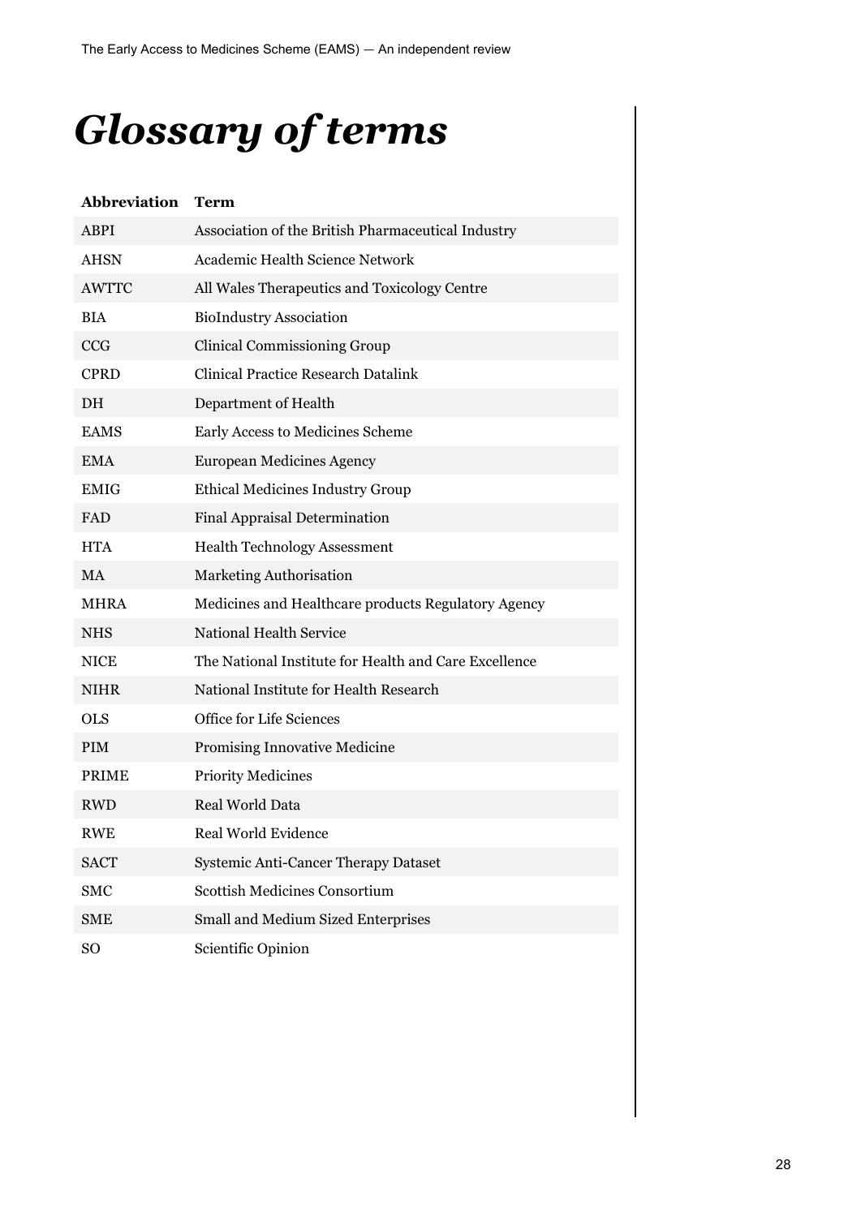# *Glossary of terms*

| Abbreviation | Term |
|---|---|
| ABPI | Association of the British Pharmaceutical Industry |
| AHSN | Academic Health Science Network |
| AWTTC | All Wales Therapeutics and Toxicology Centre |
| BIA | BioIndustry Association |
| CCG | Clinical Commissioning Group |
| CPRD | Clinical Practice Research Datalink |
| DH | Department of Health |
| EAMS | Early Access to Medicines Scheme |
| EMA | European Medicines Agency |
| EMIG | Ethical Medicines Industry Group |
| FAD | Final Appraisal Determination |
| HTA | Health Technology Assessment |
| MA | Marketing Authorisation |
| MHRA | Medicines and Healthcare products Regulatory Agency |
| NHS | National Health Service |
| NICE | The National Institute for Health and Care Excellence |
| NIHR | National Institute for Health Research |
| OLS | Office for Life Sciences |
| PIM | Promising Innovative Medicine |
| PRIME | Priority Medicines |
| RWD | Real World Data |
| RWE | Real World Evidence |
| SACT | Systemic Anti-Cancer Therapy Dataset |
| SMC | Scottish Medicines Consortium |
| SME | Small and Medium Sized Enterprises |
| SO | Scientific Opinion |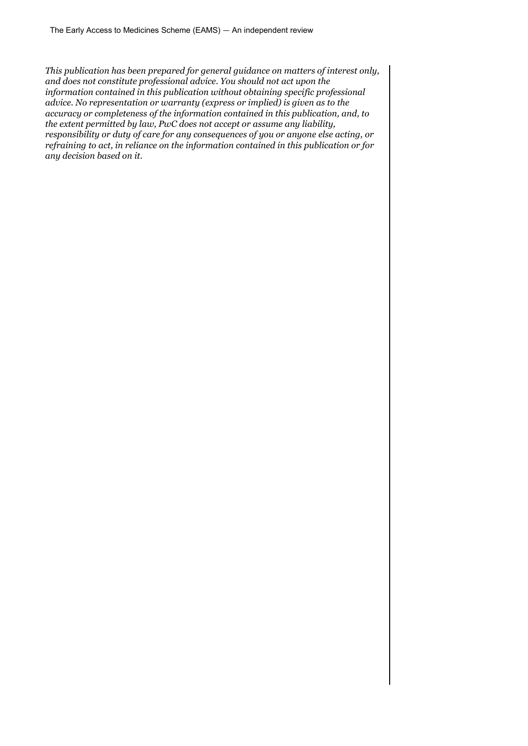*This publication has been prepared for general guidance on matters of interest only, and does not constitute professional advice. You should not act upon the information contained in this publication without obtaining specific professional advice. No representation or warranty (express or implied) is given as to the accuracy or completeness of the information contained in this publication, and, to the extent permitted by law, PwC does not accept or assume any liability, responsibility or duty of care for any consequences of you or anyone else acting, or refraining to act, in reliance on the information contained in this publication or for any decision based on it.*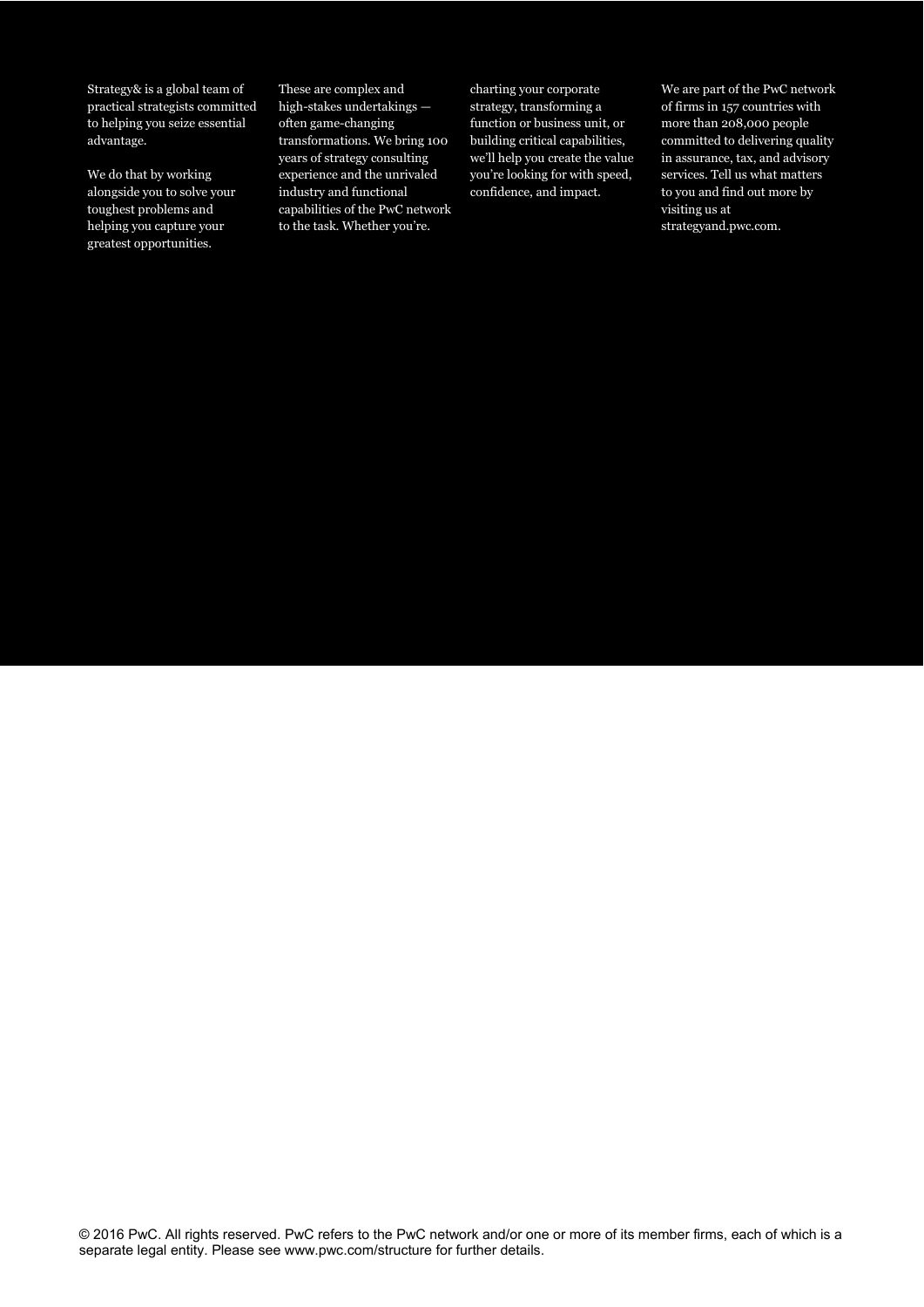Strategy& is a global team of practical strategists committed to helping you seize essential advantage.

We do that by working alongside you to solve your toughest problems and helping you capture your greatest opportunities.

These are complex and high-stakes undertakings — often game-changing transformations. We bring 100 years of strategy consulting experience and the unrivaled industry and functional capabilities of the PwC network to the task. Whether you're charting your corporate strategy, transforming a function or business unit, or building critical capabilities, we'll help you create the value you're looking for with speed, confidence, and impact.

We are part of the PwC network of firms in 157 countries with more than 208,000 people committed to delivering quality in assurance, tax, and advisory services. Tell us what matters to you and find out more by visiting us at strategyand.pwc.com.

© 2016 PwC. All rights reserved. PwC refers to the PwC network and/or one or more of its member firms, each of which is a separate legal entity. Please see www.pwc.com/structure for further details.